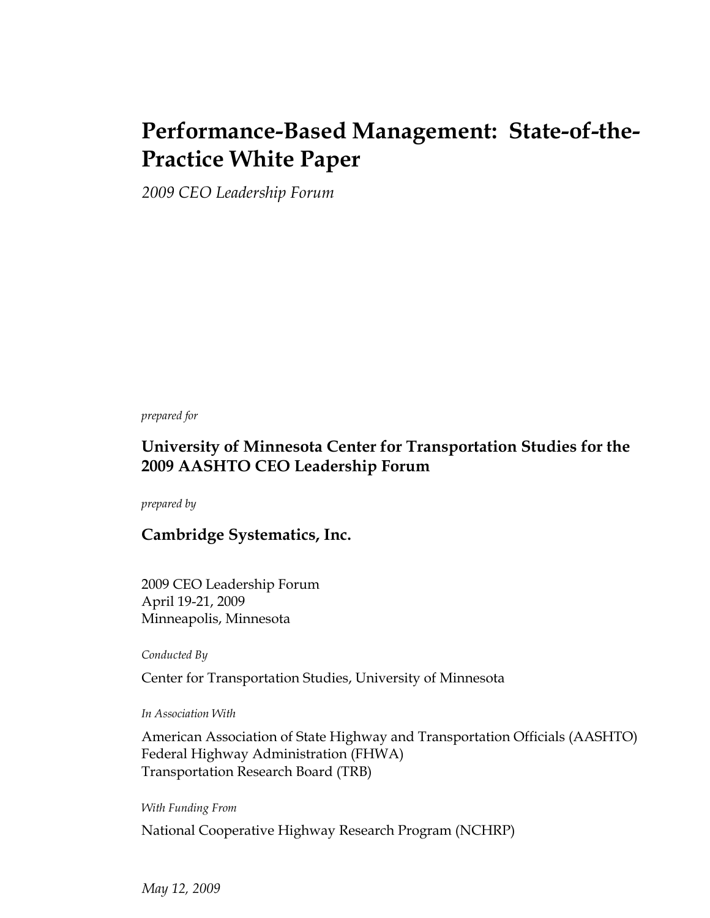# Performance-Based Management: State-of-the-Practice White Paper

*2009 CEO Leadership Forum*

*prepared for*

**University of Minnesota Center for Transportation Studies for the 2009 AASHTO CEO Leadership Forum**

*prepared by*

**Cambridge Systematics, Inc.**

2009 CEO Leadership Forum
April 19-21, 2009
Minneapolis, Minnesota

*Conducted By*

Center for Transportation Studies, University of Minnesota

*In Association With*

American Association of State Highway and Transportation Officials (AASHTO)
Federal Highway Administration (FHWA)
Transportation Research Board (TRB)

*With Funding From*

National Cooperative Highway Research Program (NCHRP)

*May 12, 2009*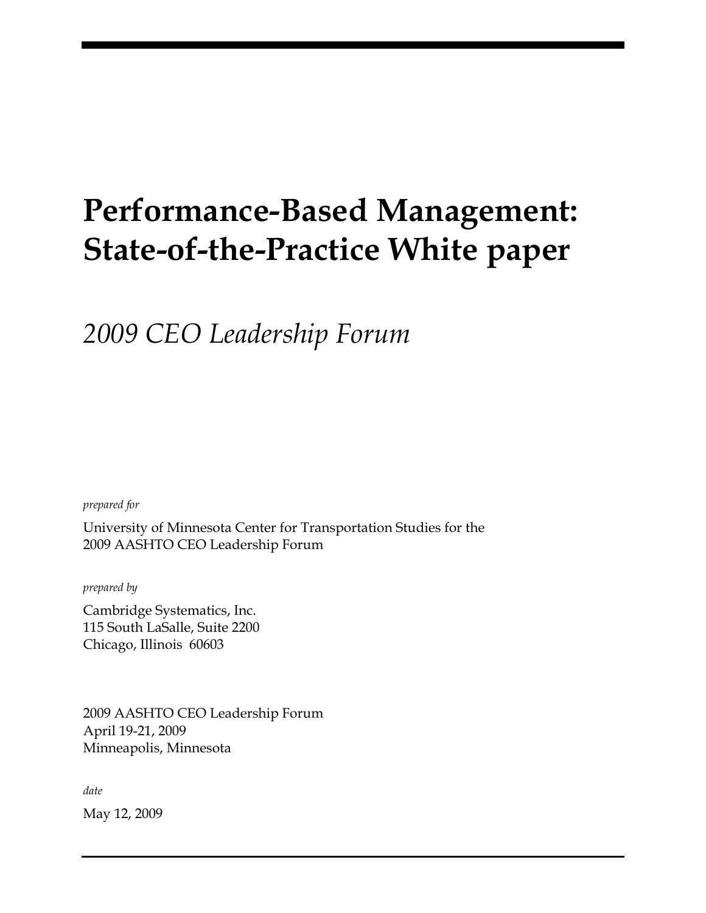# Performance-Based Management: State-of-the-Practice White paper

## *2009 CEO Leadership Forum*

*prepared for*

University of Minnesota Center for Transportation Studies for the
2009 AASHTO CEO Leadership Forum

*prepared by*

Cambridge Systematics, Inc.
115 South LaSalle, Suite 2200
Chicago, Illinois 60603

2009 AASHTO CEO Leadership Forum
April 19-21, 2009
Minneapolis, Minnesota

*date*

May 12, 2009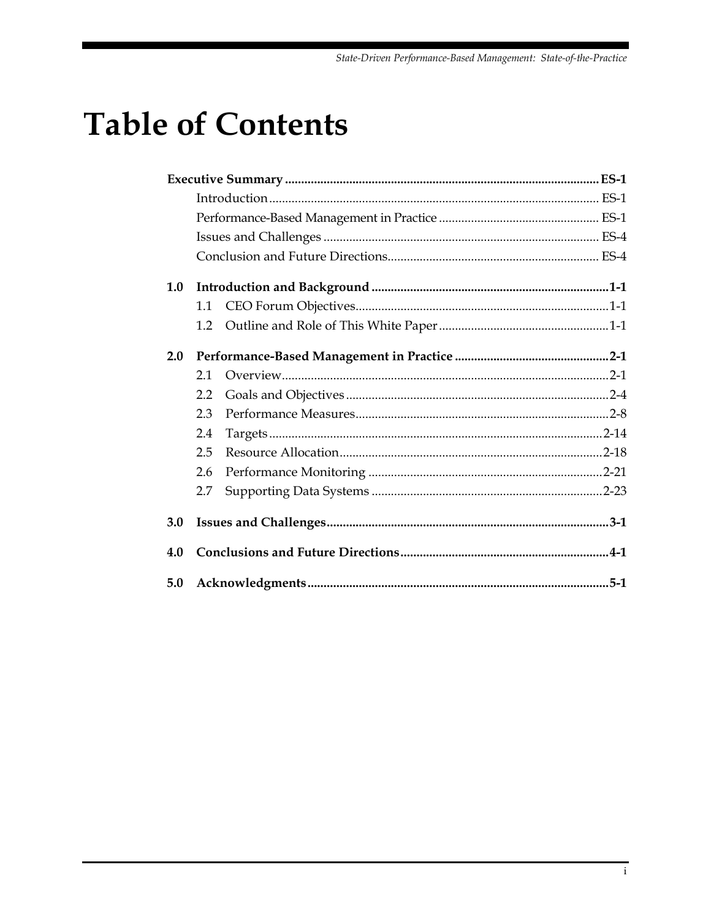# Table of Contents

**Executive Summary** .................................................................................................... **ES-1**

- Introduction ...................................................................................................... ES-1
- Performance-Based Management in Practice .................................................. ES-1
- Issues and Challenges ..................................................................................... ES-4
- Conclusion and Future Directions ................................................................. ES-4

**1.0 Introduction and Background** ............................................................................ **1-1**

- 1.1 CEO Forum Objectives ............................................................................... 1-1
- 1.2 Outline and Role of This White Paper ..................................................... 1-1

**2.0 Performance-Based Management in Practice** ................................................ **2-1**

- 2.1 Overview ...................................................................................................... 2-1
- 2.2 Goals and Objectives ................................................................................... 2-4
- 2.3 Performance Measures ................................................................................ 2-8
- 2.4 Targets ........................................................................................................ 2-14
- 2.5 Resource Allocation .................................................................................. 2-18
- 2.6 Performance Monitoring .......................................................................... 2-21
- 2.7 Supporting Data Systems ........................................................................ 2-23

**3.0 Issues and Challenges** ........................................................................................ **3-1**

**4.0 Conclusions and Future Directions** ................................................................. **4-1**

**5.0 Acknowledgments** .............................................................................................. **5-1**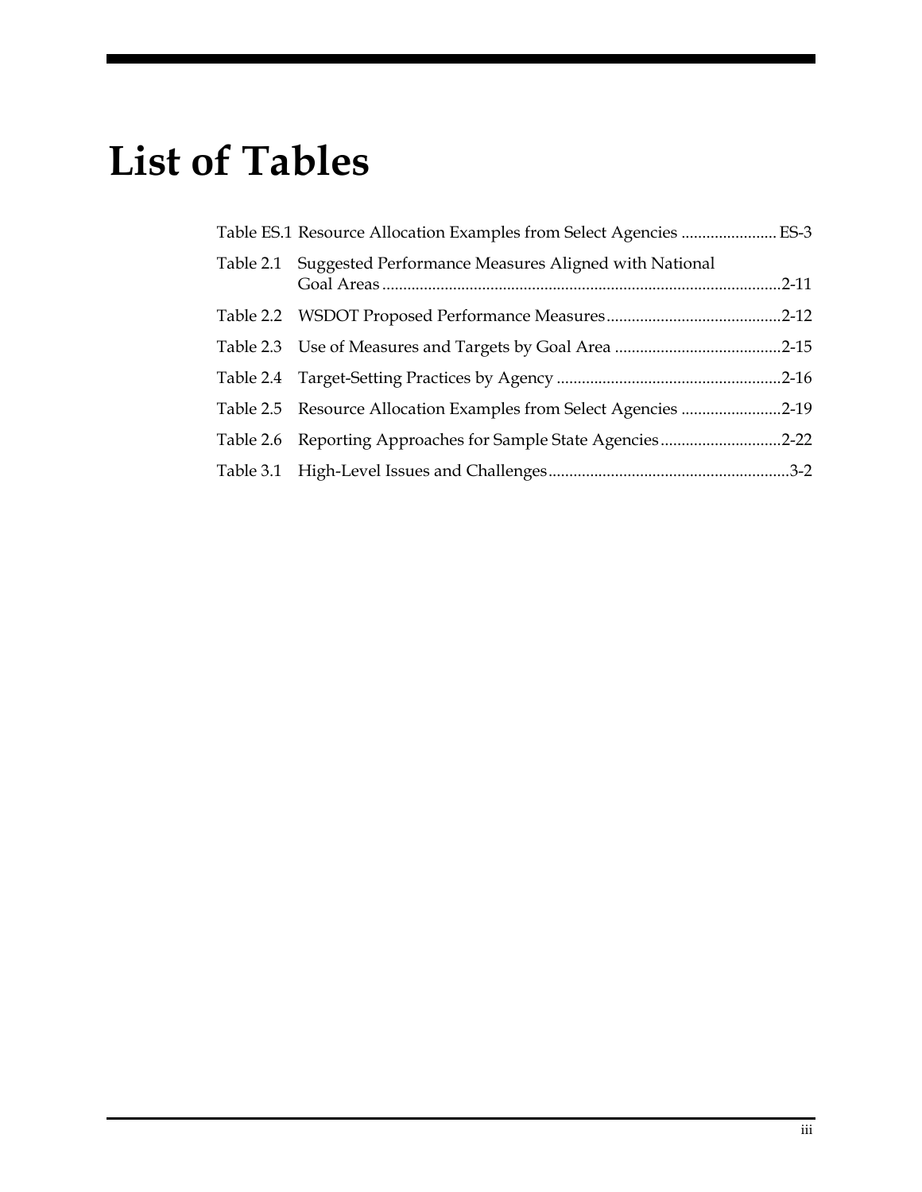# List of Tables

Table ES.1 Resource Allocation Examples from Select Agencies ....................... ES-3

Table 2.1 Suggested Performance Measures Aligned with National Goal Areas ...............................................................................................2-11

Table 2.2 WSDOT Proposed Performance Measures..........................................2-12

Table 2.3 Use of Measures and Targets by Goal Area ........................................2-15

Table 2.4 Target-Setting Practices by Agency ......................................................2-16

Table 2.5 Resource Allocation Examples from Select Agencies ........................2-19

Table 2.6 Reporting Approaches for Sample State Agencies.............................2-22

Table 3.1 High-Level Issues and Challenges..........................................................3-2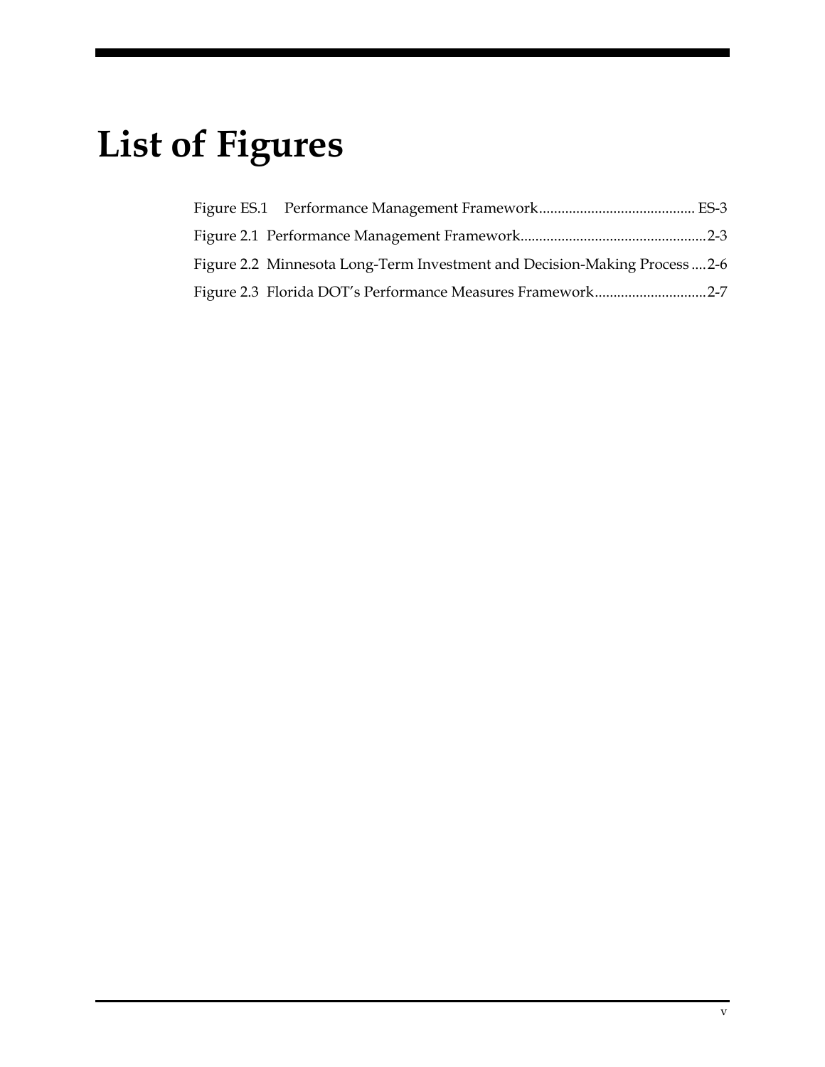# List of Figures

Figure ES.1 Performance Management Framework .......................................... ES-3

Figure 2.1 Performance Management Framework..................................................2-3

Figure 2.2 Minnesota Long-Term Investment and Decision-Making Process ....2-6

Figure 2.3 Florida DOT's Performance Measures Framework..............................2-7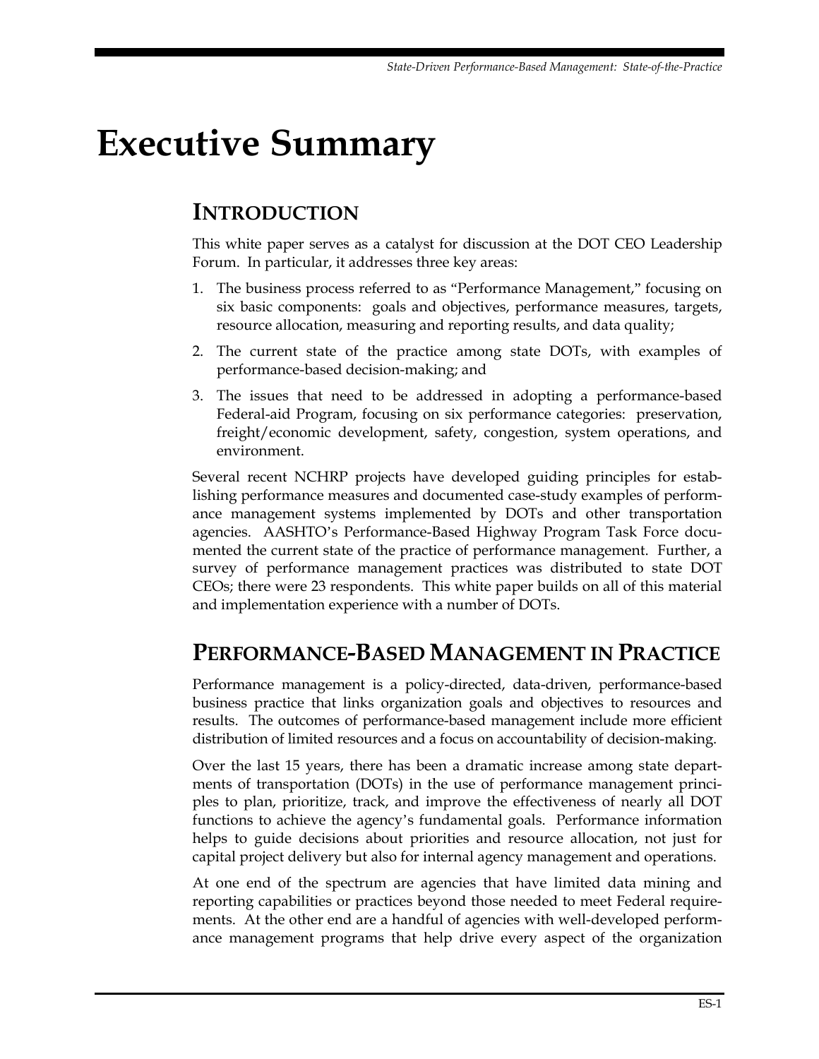# Executive Summary

## INTRODUCTION

This white paper serves as a catalyst for discussion at the DOT CEO Leadership Forum. In particular, it addresses three key areas:

1. The business process referred to as "Performance Management," focusing on six basic components: goals and objectives, performance measures, targets, resource allocation, measuring and reporting results, and data quality;
2. The current state of the practice among state DOTs, with examples of performance-based decision-making; and
3. The issues that need to be addressed in adopting a performance-based Federal-aid Program, focusing on six performance categories: preservation, freight/economic development, safety, congestion, system operations, and environment.

Several recent NCHRP projects have developed guiding principles for establishing performance measures and documented case-study examples of performance management systems implemented by DOTs and other transportation agencies. AASHTO's Performance-Based Highway Program Task Force documented the current state of the practice of performance management. Further, a survey of performance management practices was distributed to state DOT CEOs; there were 23 respondents. This white paper builds on all of this material and implementation experience with a number of DOTs.

## PERFORMANCE-BASED MANAGEMENT IN PRACTICE

Performance management is a policy-directed, data-driven, performance-based business practice that links organization goals and objectives to resources and results. The outcomes of performance-based management include more efficient distribution of limited resources and a focus on accountability of decision-making.

Over the last 15 years, there has been a dramatic increase among state departments of transportation (DOTs) in the use of performance management principles to plan, prioritize, track, and improve the effectiveness of nearly all DOT functions to achieve the agency's fundamental goals. Performance information helps to guide decisions about priorities and resource allocation, not just for capital project delivery but also for internal agency management and operations.

At one end of the spectrum are agencies that have limited data mining and reporting capabilities or practices beyond those needed to meet Federal requirements. At the other end are a handful of agencies with well-developed performance management programs that help drive every aspect of the organization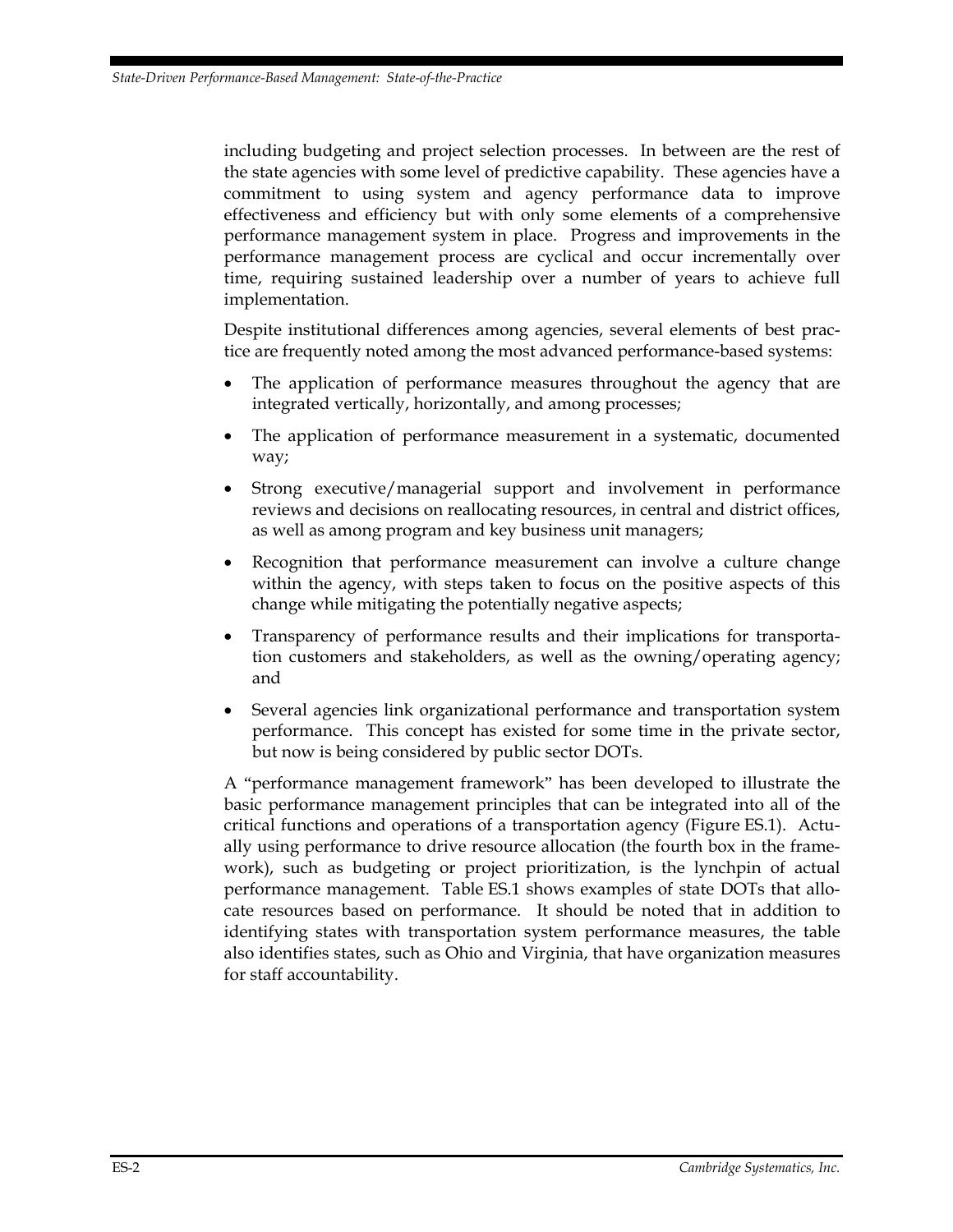including budgeting and project selection processes. In between are the rest of the state agencies with some level of predictive capability. These agencies have a commitment to using system and agency performance data to improve effectiveness and efficiency but with only some elements of a comprehensive performance management system in place. Progress and improvements in the performance management process are cyclical and occur incrementally over time, requiring sustained leadership over a number of years to achieve full implementation.

Despite institutional differences among agencies, several elements of best practice are frequently noted among the most advanced performance-based systems:

- The application of performance measures throughout the agency that are integrated vertically, horizontally, and among processes;
- The application of performance measurement in a systematic, documented way;
- Strong executive/managerial support and involvement in performance reviews and decisions on reallocating resources, in central and district offices, as well as among program and key business unit managers;
- Recognition that performance measurement can involve a culture change within the agency, with steps taken to focus on the positive aspects of this change while mitigating the potentially negative aspects;
- Transparency of performance results and their implications for transportation customers and stakeholders, as well as the owning/operating agency; and
- Several agencies link organizational performance and transportation system performance. This concept has existed for some time in the private sector, but now is being considered by public sector DOTs.

A "performance management framework" has been developed to illustrate the basic performance management principles that can be integrated into all of the critical functions and operations of a transportation agency (Figure ES.1). Actually using performance to drive resource allocation (the fourth box in the framework), such as budgeting or project prioritization, is the lynchpin of actual performance management. Table ES.1 shows examples of state DOTs that allocate resources based on performance. It should be noted that in addition to identifying states with transportation system performance measures, the table also identifies states, such as Ohio and Virginia, that have organization measures for staff accountability.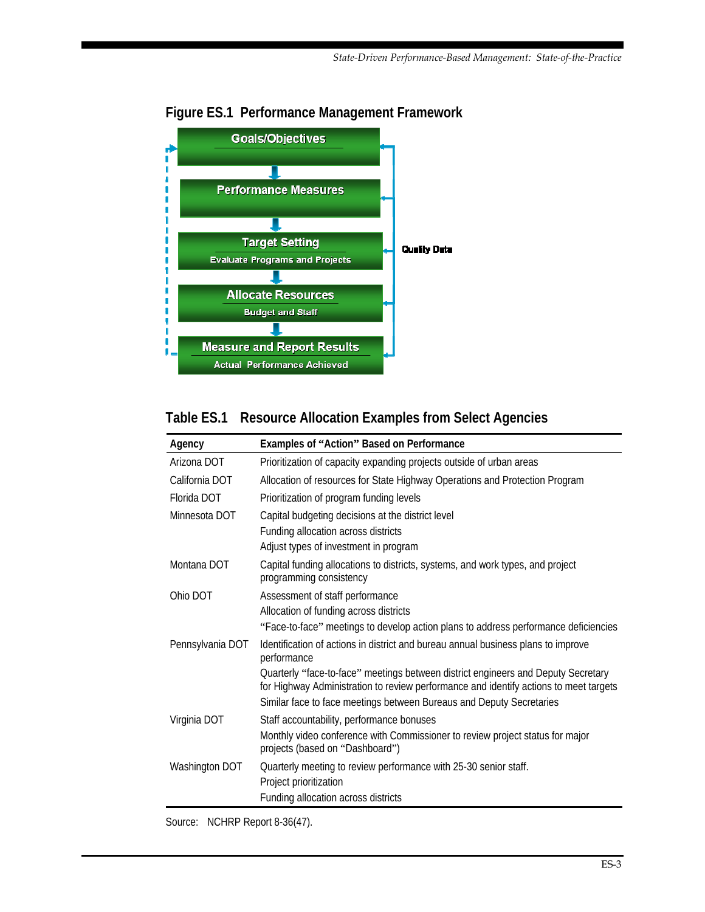**Figure ES.1 Performance Management Framework**

Goals/Objectives

Performance Measures

Target Setting
Evaluate Programs and Projects

Allocate Resources
Budget and Staff

Measure and Report Results
Actual Performance Achieved

Quality Data

**Table ES.1 Resource Allocation Examples from Select Agencies**

| Agency | Examples of "Action" Based on Performance |
|---|---|
| Arizona DOT | Prioritization of capacity expanding projects outside of urban areas |
| California DOT | Allocation of resources for State Highway Operations and Protection Program |
| Florida DOT | Prioritization of program funding levels |
| Minnesota DOT | Capital budgeting decisions at the district level<br>Funding allocation across districts<br>Adjust types of investment in program |
| Montana DOT | Capital funding allocations to districts, systems, and work types, and project programming consistency |
| Ohio DOT | Assessment of staff performance<br>Allocation of funding across districts<br>"Face-to-face" meetings to develop action plans to address performance deficiencies |
| Pennsylvania DOT | Identification of actions in district and bureau annual business plans to improve performance<br>Quarterly "face-to-face" meetings between district engineers and Deputy Secretary for Highway Administration to review performance and identify actions to meet targets<br>Similar face to face meetings between Bureaus and Deputy Secretaries |
| Virginia DOT | Staff accountability, performance bonuses<br>Monthly video conference with Commissioner to review project status for major projects (based on "Dashboard") |
| Washington DOT | Quarterly meeting to review performance with 25-30 senior staff.<br>Project prioritization<br>Funding allocation across districts |

Source: NCHRP Report 8-36(47).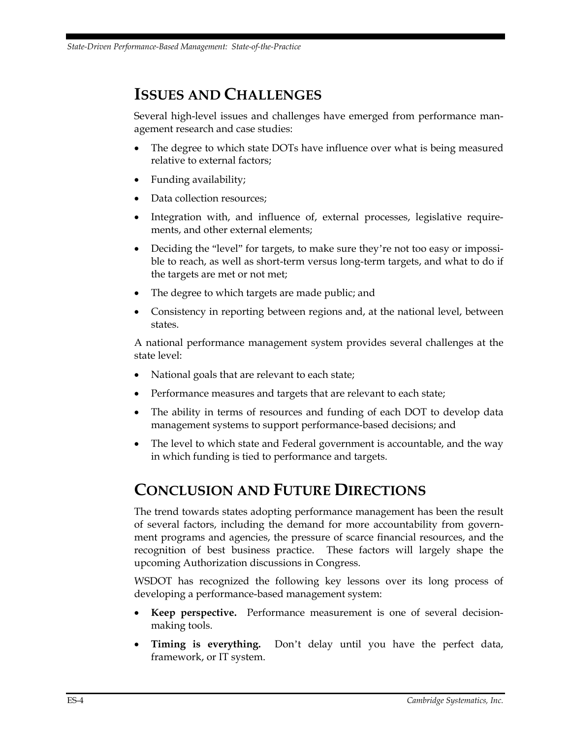## Issues and Challenges

Several high-level issues and challenges have emerged from performance management research and case studies:

- The degree to which state DOTs have influence over what is being measured relative to external factors;
- Funding availability;
- Data collection resources;
- Integration with, and influence of, external processes, legislative requirements, and other external elements;
- Deciding the "level" for targets, to make sure they're not too easy or impossible to reach, as well as short-term versus long-term targets, and what to do if the targets are met or not met;
- The degree to which targets are made public; and
- Consistency in reporting between regions and, at the national level, between states.

A national performance management system provides several challenges at the state level:

- National goals that are relevant to each state;
- Performance measures and targets that are relevant to each state;
- The ability in terms of resources and funding of each DOT to develop data management systems to support performance-based decisions; and
- The level to which state and Federal government is accountable, and the way in which funding is tied to performance and targets.

## Conclusion and Future Directions

The trend towards states adopting performance management has been the result of several factors, including the demand for more accountability from government programs and agencies, the pressure of scarce financial resources, and the recognition of best business practice. These factors will largely shape the upcoming Authorization discussions in Congress.

WSDOT has recognized the following key lessons over its long process of developing a performance-based management system:

- **Keep perspective.** Performance measurement is one of several decision-making tools.
- **Timing is everything.** Don't delay until you have the perfect data, framework, or IT system.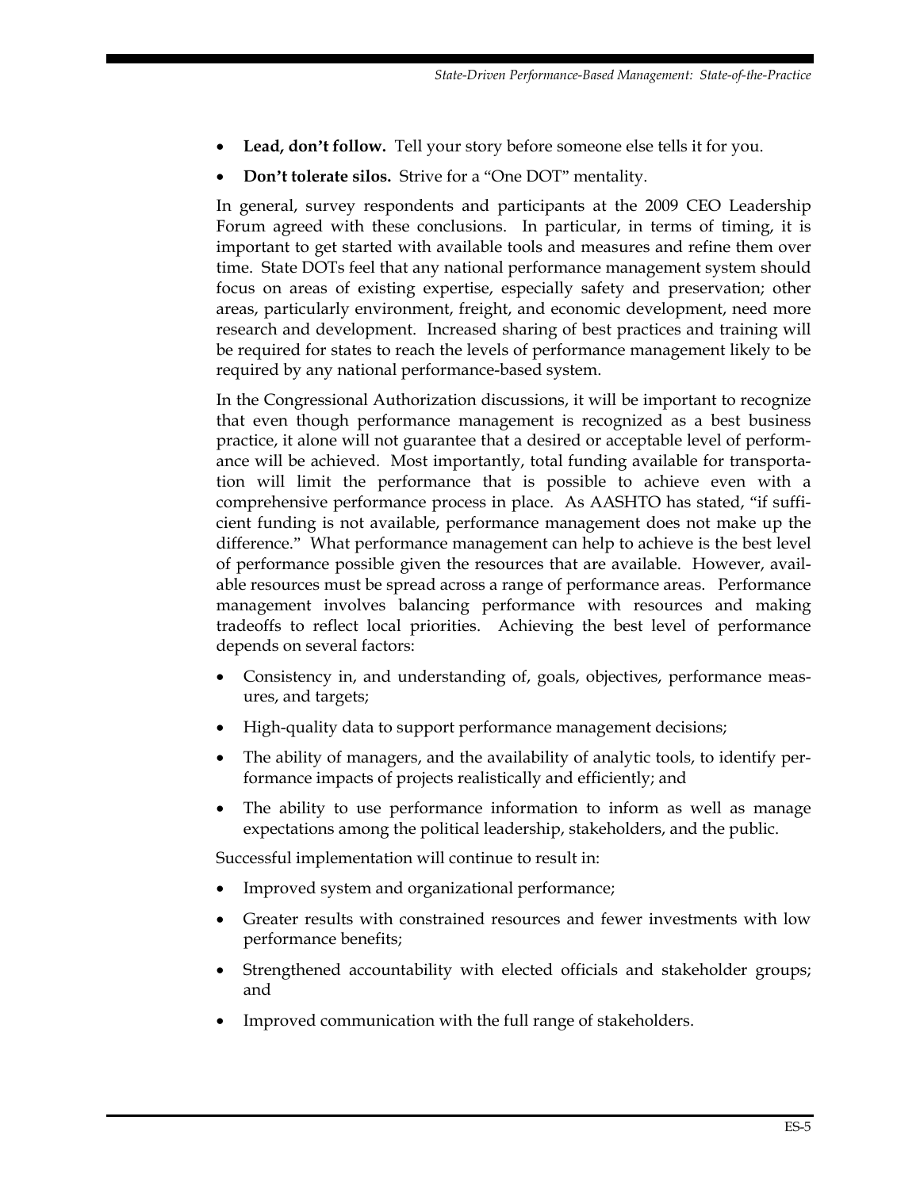- **Lead, don't follow.** Tell your story before someone else tells it for you.
- **Don't tolerate silos.** Strive for a "One DOT" mentality.

In general, survey respondents and participants at the 2009 CEO Leadership Forum agreed with these conclusions. In particular, in terms of timing, it is important to get started with available tools and measures and refine them over time. State DOTs feel that any national performance management system should focus on areas of existing expertise, especially safety and preservation; other areas, particularly environment, freight, and economic development, need more research and development. Increased sharing of best practices and training will be required for states to reach the levels of performance management likely to be required by any national performance-based system.

In the Congressional Authorization discussions, it will be important to recognize that even though performance management is recognized as a best business practice, it alone will not guarantee that a desired or acceptable level of performance will be achieved. Most importantly, total funding available for transportation will limit the performance that is possible to achieve even with a comprehensive performance process in place. As AASHTO has stated, "if sufficient funding is not available, performance management does not make up the difference." What performance management can help to achieve is the best level of performance possible given the resources that are available. However, available resources must be spread across a range of performance areas. Performance management involves balancing performance with resources and making tradeoffs to reflect local priorities. Achieving the best level of performance depends on several factors:

- Consistency in, and understanding of, goals, objectives, performance measures, and targets;
- High-quality data to support performance management decisions;
- The ability of managers, and the availability of analytic tools, to identify performance impacts of projects realistically and efficiently; and
- The ability to use performance information to inform as well as manage expectations among the political leadership, stakeholders, and the public.

Successful implementation will continue to result in:

- Improved system and organizational performance;
- Greater results with constrained resources and fewer investments with low performance benefits;
- Strengthened accountability with elected officials and stakeholder groups; and
- Improved communication with the full range of stakeholders.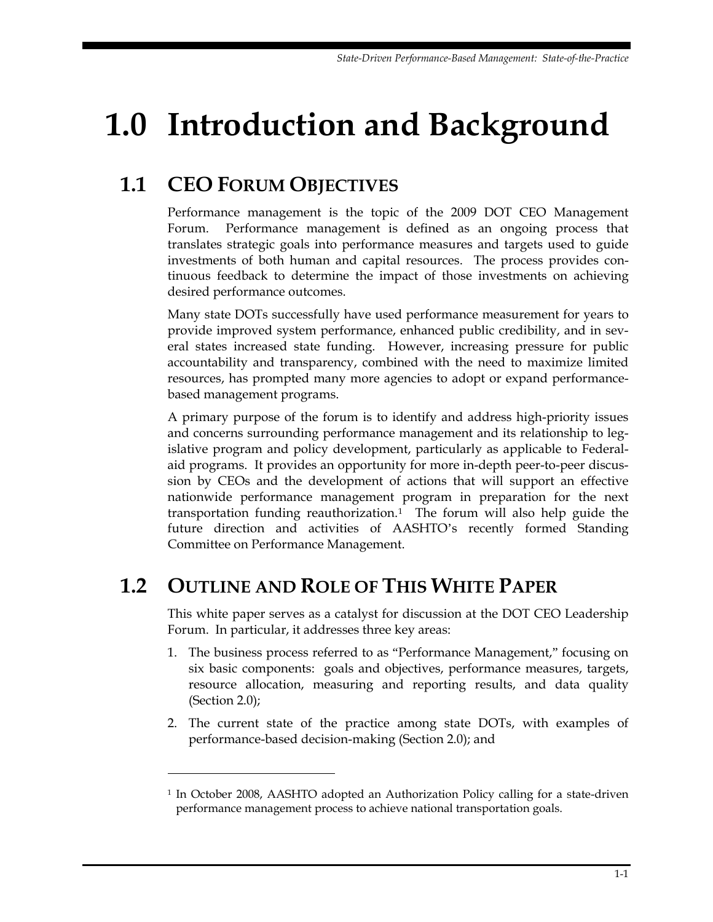# 1.0 Introduction and Background

## 1.1 CEO Forum Objectives

Performance management is the topic of the 2009 DOT CEO Management Forum. Performance management is defined as an ongoing process that translates strategic goals into performance measures and targets used to guide investments of both human and capital resources. The process provides continuous feedback to determine the impact of those investments on achieving desired performance outcomes.

Many state DOTs successfully have used performance measurement for years to provide improved system performance, enhanced public credibility, and in several states increased state funding. However, increasing pressure for public accountability and transparency, combined with the need to maximize limited resources, has prompted many more agencies to adopt or expand performance-based management programs.

A primary purpose of the forum is to identify and address high-priority issues and concerns surrounding performance management and its relationship to legislative program and policy development, particularly as applicable to Federal-aid programs. It provides an opportunity for more in-depth peer-to-peer discussion by CEOs and the development of actions that will support an effective nationwide performance management program in preparation for the next transportation funding reauthorization.[1] The forum will also help guide the future direction and activities of AASHTO's recently formed Standing Committee on Performance Management.

## 1.2 Outline and Role of This White Paper

This white paper serves as a catalyst for discussion at the DOT CEO Leadership Forum. In particular, it addresses three key areas:

1. The business process referred to as "Performance Management," focusing on six basic components: goals and objectives, performance measures, targets, resource allocation, measuring and reporting results, and data quality (Section 2.0);
2. The current state of the practice among state DOTs, with examples of performance-based decision-making (Section 2.0); and

[1] In October 2008, AASHTO adopted an Authorization Policy calling for a state-driven performance management process to achieve national transportation goals.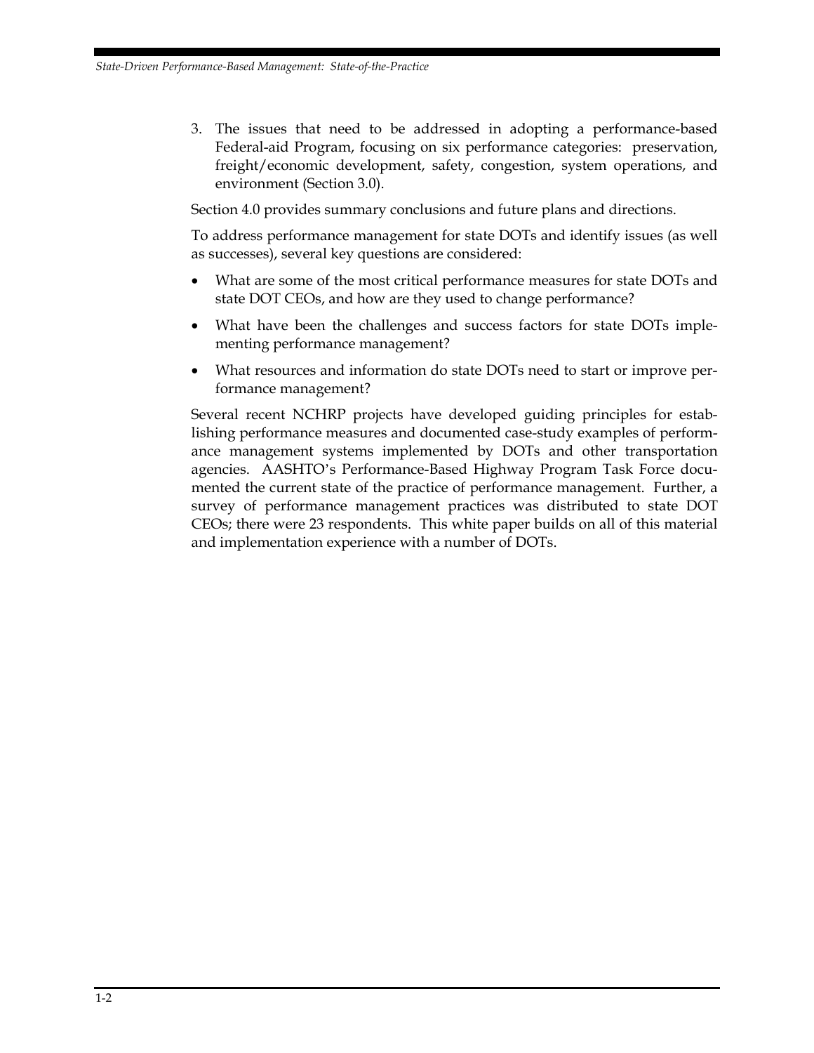3. The issues that need to be addressed in adopting a performance-based Federal-aid Program, focusing on six performance categories: preservation, freight/economic development, safety, congestion, system operations, and environment (Section 3.0).

Section 4.0 provides summary conclusions and future plans and directions.

To address performance management for state DOTs and identify issues (as well as successes), several key questions are considered:

- What are some of the most critical performance measures for state DOTs and state DOT CEOs, and how are they used to change performance?
- What have been the challenges and success factors for state DOTs implementing performance management?
- What resources and information do state DOTs need to start or improve performance management?

Several recent NCHRP projects have developed guiding principles for establishing performance measures and documented case-study examples of performance management systems implemented by DOTs and other transportation agencies. AASHTO's Performance-Based Highway Program Task Force documented the current state of the practice of performance management. Further, a survey of performance management practices was distributed to state DOT CEOs; there were 23 respondents. This white paper builds on all of this material and implementation experience with a number of DOTs.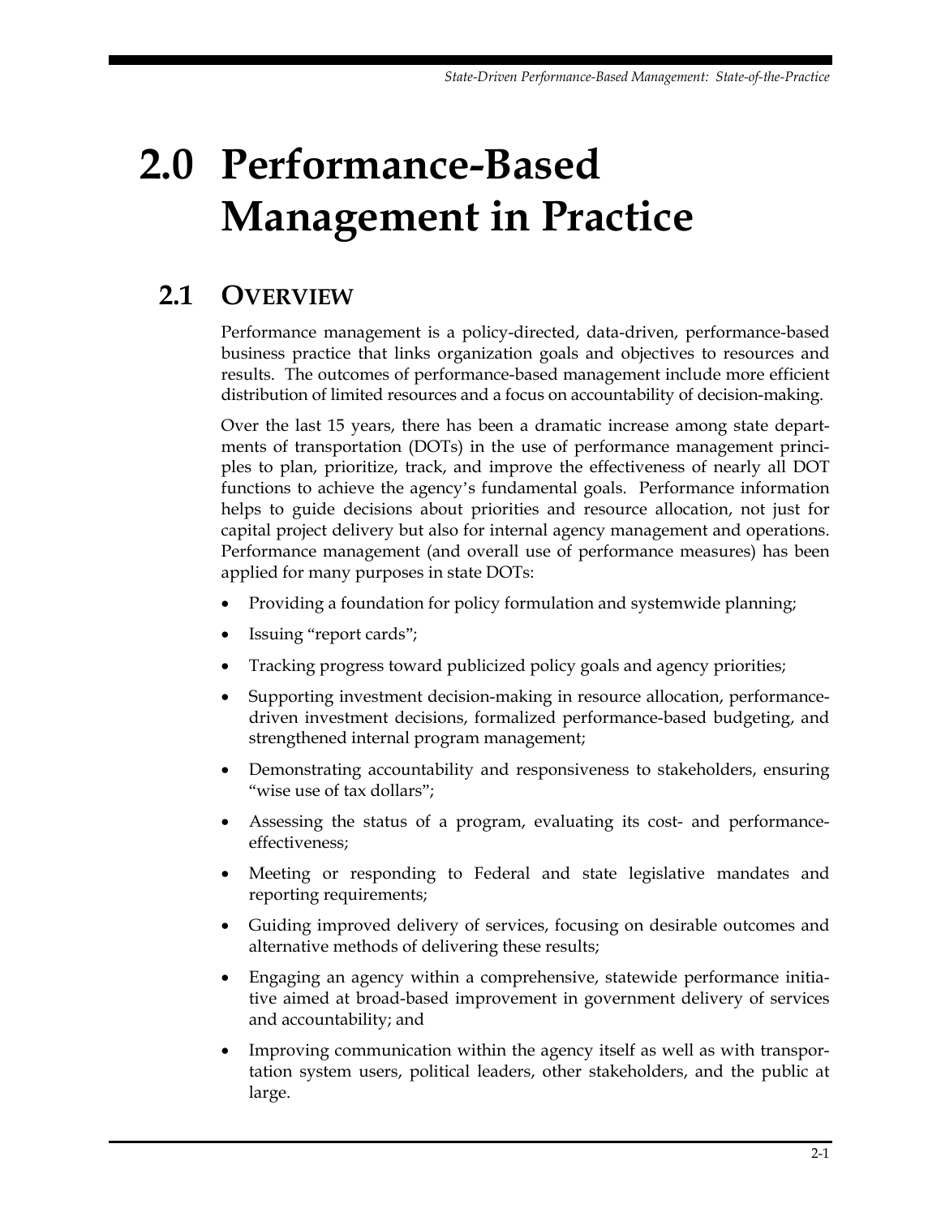# 2.0 Performance-Based Management in Practice

## 2.1 Overview

Performance management is a policy-directed, data-driven, performance-based business practice that links organization goals and objectives to resources and results. The outcomes of performance-based management include more efficient distribution of limited resources and a focus on accountability of decision-making.

Over the last 15 years, there has been a dramatic increase among state departments of transportation (DOTs) in the use of performance management principles to plan, prioritize, track, and improve the effectiveness of nearly all DOT functions to achieve the agency's fundamental goals. Performance information helps to guide decisions about priorities and resource allocation, not just for capital project delivery but also for internal agency management and operations. Performance management (and overall use of performance measures) has been applied for many purposes in state DOTs:

- Providing a foundation for policy formulation and systemwide planning;
- Issuing "report cards";
- Tracking progress toward publicized policy goals and agency priorities;
- Supporting investment decision-making in resource allocation, performance-driven investment decisions, formalized performance-based budgeting, and strengthened internal program management;
- Demonstrating accountability and responsiveness to stakeholders, ensuring "wise use of tax dollars";
- Assessing the status of a program, evaluating its cost- and performance-effectiveness;
- Meeting or responding to Federal and state legislative mandates and reporting requirements;
- Guiding improved delivery of services, focusing on desirable outcomes and alternative methods of delivering these results;
- Engaging an agency within a comprehensive, statewide performance initiative aimed at broad-based improvement in government delivery of services and accountability; and
- Improving communication within the agency itself as well as with transportation system users, political leaders, other stakeholders, and the public at large.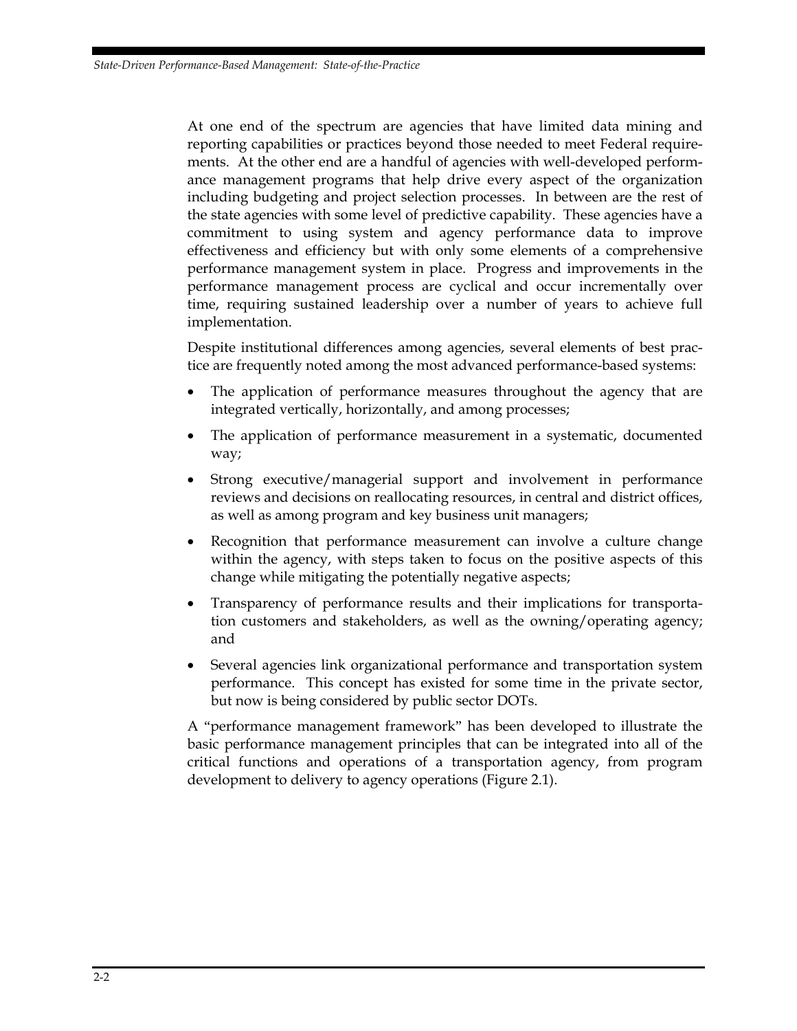At one end of the spectrum are agencies that have limited data mining and reporting capabilities or practices beyond those needed to meet Federal requirements. At the other end are a handful of agencies with well-developed performance management programs that help drive every aspect of the organization including budgeting and project selection processes. In between are the rest of the state agencies with some level of predictive capability. These agencies have a commitment to using system and agency performance data to improve effectiveness and efficiency but with only some elements of a comprehensive performance management system in place. Progress and improvements in the performance management process are cyclical and occur incrementally over time, requiring sustained leadership over a number of years to achieve full implementation.

Despite institutional differences among agencies, several elements of best practice are frequently noted among the most advanced performance-based systems:

- The application of performance measures throughout the agency that are integrated vertically, horizontally, and among processes;
- The application of performance measurement in a systematic, documented way;
- Strong executive/managerial support and involvement in performance reviews and decisions on reallocating resources, in central and district offices, as well as among program and key business unit managers;
- Recognition that performance measurement can involve a culture change within the agency, with steps taken to focus on the positive aspects of this change while mitigating the potentially negative aspects;
- Transparency of performance results and their implications for transportation customers and stakeholders, as well as the owning/operating agency; and
- Several agencies link organizational performance and transportation system performance. This concept has existed for some time in the private sector, but now is being considered by public sector DOTs.

A "performance management framework" has been developed to illustrate the basic performance management principles that can be integrated into all of the critical functions and operations of a transportation agency, from program development to delivery to agency operations (Figure 2.1).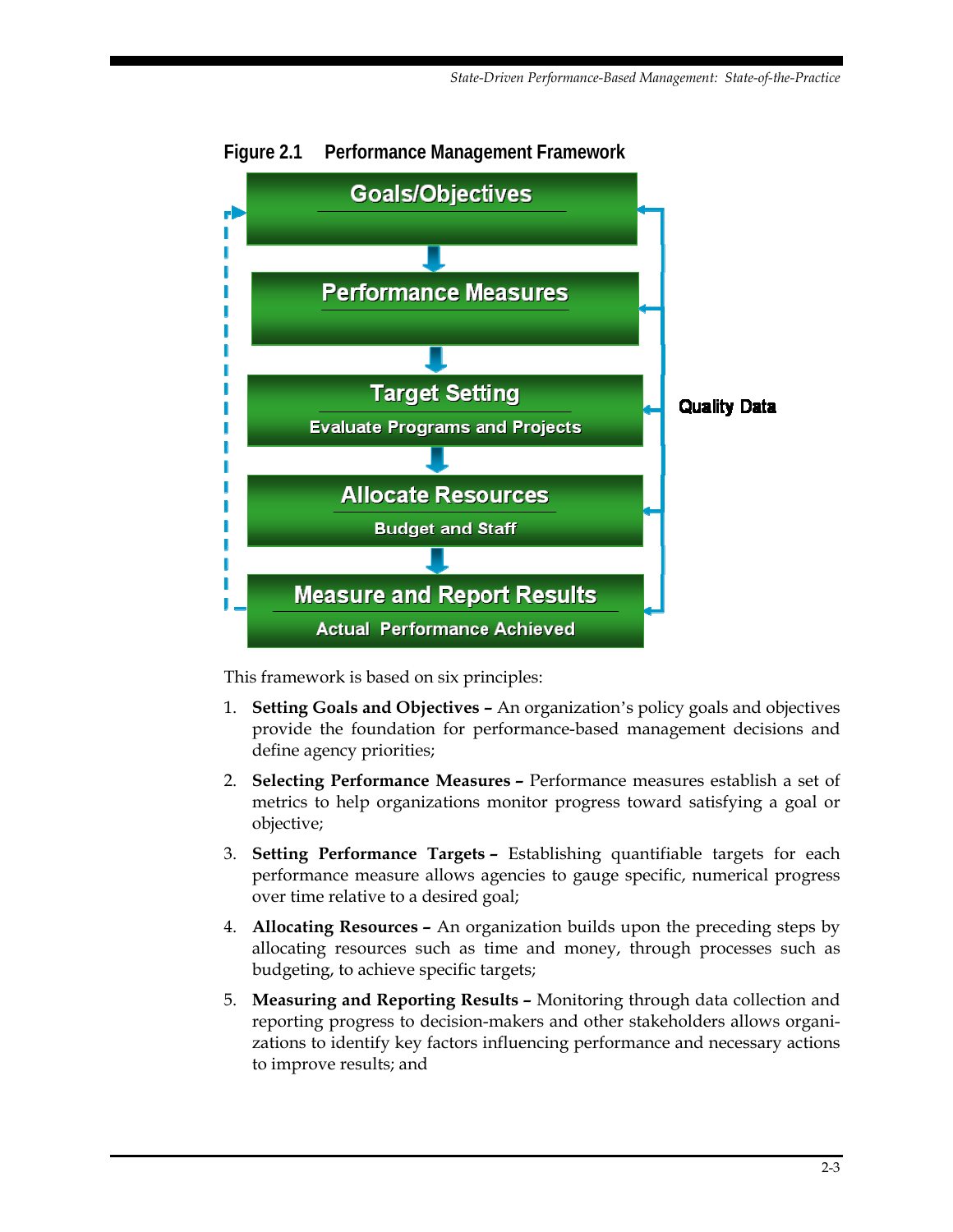**Figure 2.1 Performance Management Framework**

Goals/Objectives

Performance Measures

Target Setting
Evaluate Programs and Projects

Allocate Resources
Budget and Staff

Measure and Report Results
Actual Performance Achieved

Quality Data

This framework is based on six principles:

1. **Setting Goals and Objectives –** An organization's policy goals and objectives provide the foundation for performance-based management decisions and define agency priorities;

2. **Selecting Performance Measures –** Performance measures establish a set of metrics to help organizations monitor progress toward satisfying a goal or objective;

3. **Setting Performance Targets –** Establishing quantifiable targets for each performance measure allows agencies to gauge specific, numerical progress over time relative to a desired goal;

4. **Allocating Resources –** An organization builds upon the preceding steps by allocating resources such as time and money, through processes such as budgeting, to achieve specific targets;

5. **Measuring and Reporting Results –** Monitoring through data collection and reporting progress to decision-makers and other stakeholders allows organizations to identify key factors influencing performance and necessary actions to improve results; and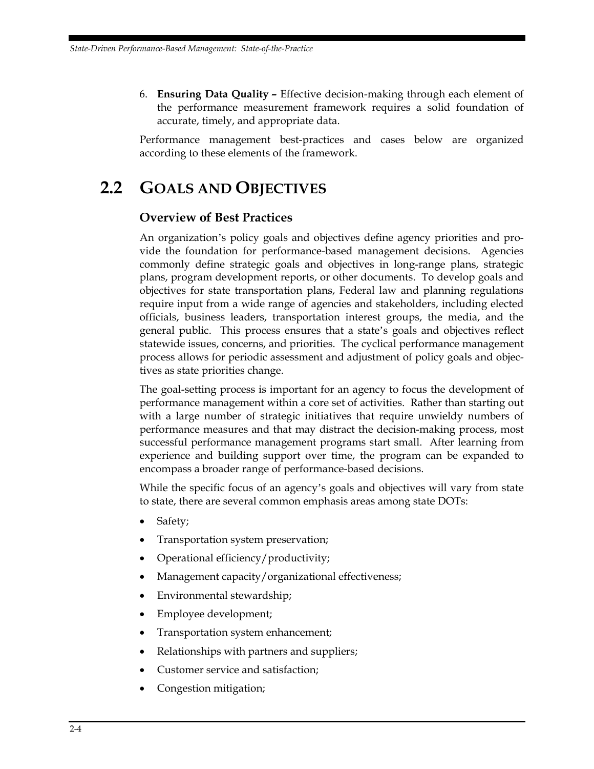6. **Ensuring Data Quality –** Effective decision-making through each element of the performance measurement framework requires a solid foundation of accurate, timely, and appropriate data.

Performance management best-practices and cases below are organized according to these elements of the framework.

## 2.2 GOALS AND OBJECTIVES

### Overview of Best Practices

An organization's policy goals and objectives define agency priorities and provide the foundation for performance-based management decisions. Agencies commonly define strategic goals and objectives in long-range plans, strategic plans, program development reports, or other documents. To develop goals and objectives for state transportation plans, Federal law and planning regulations require input from a wide range of agencies and stakeholders, including elected officials, business leaders, transportation interest groups, the media, and the general public. This process ensures that a state's goals and objectives reflect statewide issues, concerns, and priorities. The cyclical performance management process allows for periodic assessment and adjustment of policy goals and objectives as state priorities change.

The goal-setting process is important for an agency to focus the development of performance management within a core set of activities. Rather than starting out with a large number of strategic initiatives that require unwieldy numbers of performance measures and that may distract the decision-making process, most successful performance management programs start small. After learning from experience and building support over time, the program can be expanded to encompass a broader range of performance-based decisions.

While the specific focus of an agency's goals and objectives will vary from state to state, there are several common emphasis areas among state DOTs:

- Safety;
- Transportation system preservation;
- Operational efficiency/productivity;
- Management capacity/organizational effectiveness;
- Environmental stewardship;
- Employee development;
- Transportation system enhancement;
- Relationships with partners and suppliers;
- Customer service and satisfaction;
- Congestion mitigation;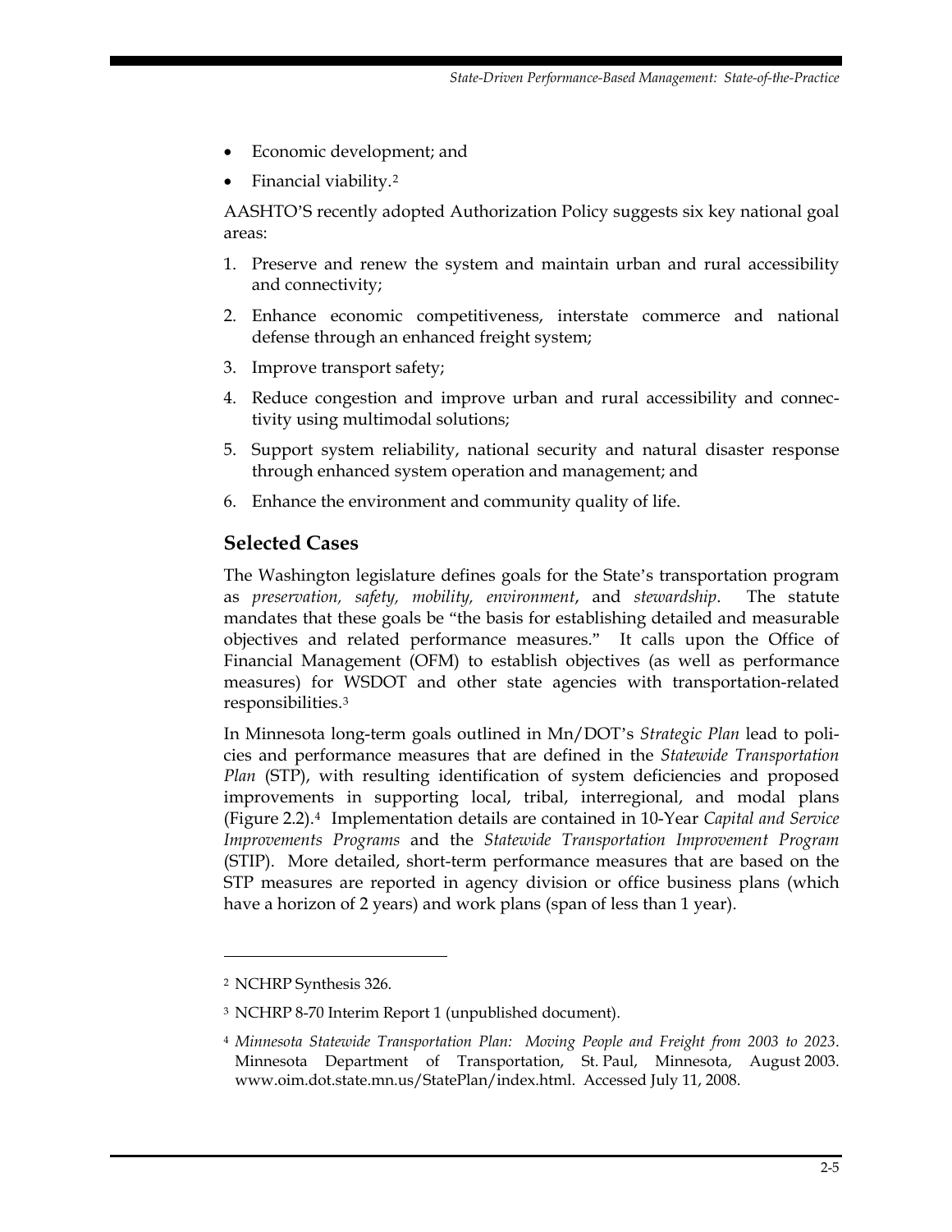- Economic development; and
- Financial viability.[2]

AASHTO'S recently adopted Authorization Policy suggests six key national goal areas:

1. Preserve and renew the system and maintain urban and rural accessibility and connectivity;
2. Enhance economic competitiveness, interstate commerce and national defense through an enhanced freight system;
3. Improve transport safety;
4. Reduce congestion and improve urban and rural accessibility and connectivity using multimodal solutions;
5. Support system reliability, national security and natural disaster response through enhanced system operation and management; and
6. Enhance the environment and community quality of life.

## Selected Cases

The Washington legislature defines goals for the State's transportation program as *preservation, safety, mobility, environment*, and *stewardship*. The statute mandates that these goals be "the basis for establishing detailed and measurable objectives and related performance measures." It calls upon the Office of Financial Management (OFM) to establish objectives (as well as performance measures) for WSDOT and other state agencies with transportation-related responsibilities.[3]

In Minnesota long-term goals outlined in Mn/DOT's *Strategic Plan* lead to policies and performance measures that are defined in the *Statewide Transportation Plan* (STP), with resulting identification of system deficiencies and proposed improvements in supporting local, tribal, interregional, and modal plans (Figure 2.2).[4] Implementation details are contained in 10-Year *Capital and Service Improvements Programs* and the *Statewide Transportation Improvement Program* (STIP). More detailed, short-term performance measures that are based on the STP measures are reported in agency division or office business plans (which have a horizon of 2 years) and work plans (span of less than 1 year).

---

[2] NCHRP Synthesis 326.

[3] NCHRP 8-70 Interim Report 1 (unpublished document).

[4] *Minnesota Statewide Transportation Plan: Moving People and Freight from 2003 to 2023*. Minnesota Department of Transportation, St. Paul, Minnesota, August 2003. www.oim.dot.state.mn.us/StatePlan/index.html. Accessed July 11, 2008.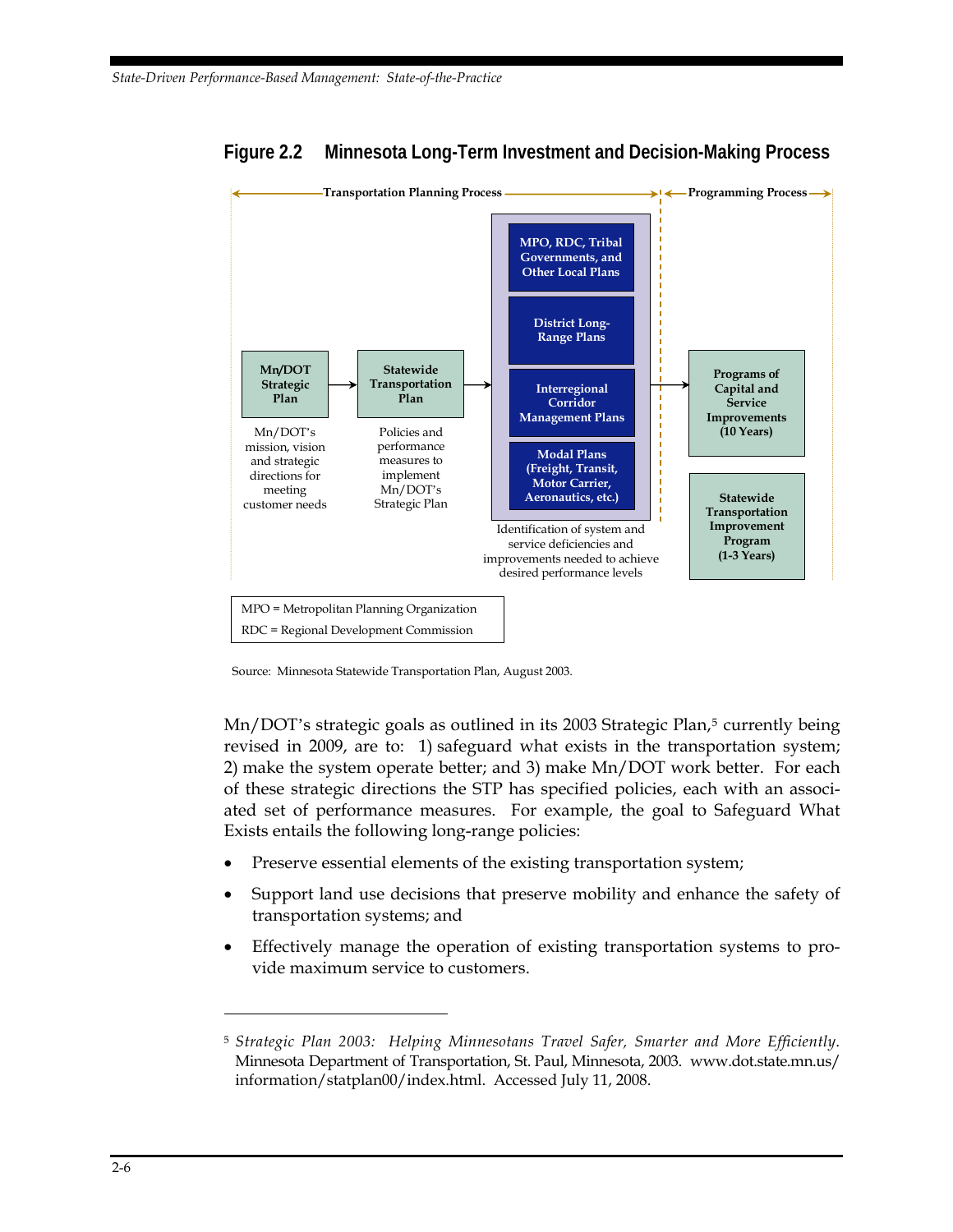**Figure 2.2 Minnesota Long-Term Investment and Decision-Making Process**

Transportation Planning Process | Programming Process

Mn/DOT Strategic Plan → Statewide Transportation Plan → [MPO, RDC, Tribal Governments, and Other Local Plans; District Long-Range Plans; Interregional Corridor Management Plans; Modal Plans (Freight, Transit, Motor Carrier, Aeronautics, etc.)] → Programs of Capital and Service Improvements (10 Years); Statewide Transportation Improvement Program (1-3 Years)

Mn/DOT's mission, vision and strategic directions for meeting customer needs

Policies and performance measures to implement Mn/DOT's Strategic Plan

Identification of system and service deficiencies and improvements needed to achieve desired performance levels

MPO = Metropolitan Planning Organization
RDC = Regional Development Commission

Source: Minnesota Statewide Transportation Plan, August 2003.

Mn/DOT's strategic goals as outlined in its 2003 Strategic Plan,[5] currently being revised in 2009, are to: 1) safeguard what exists in the transportation system; 2) make the system operate better; and 3) make Mn/DOT work better. For each of these strategic directions the STP has specified policies, each with an associated set of performance measures. For example, the goal to Safeguard What Exists entails the following long-range policies:

- Preserve essential elements of the existing transportation system;
- Support land use decisions that preserve mobility and enhance the safety of transportation systems; and
- Effectively manage the operation of existing transportation systems to provide maximum service to customers.

[5] *Strategic Plan 2003: Helping Minnesotans Travel Safer, Smarter and More Efficiently*. Minnesota Department of Transportation, St. Paul, Minnesota, 2003. www.dot.state.mn.us/information/statplan00/index.html. Accessed July 11, 2008.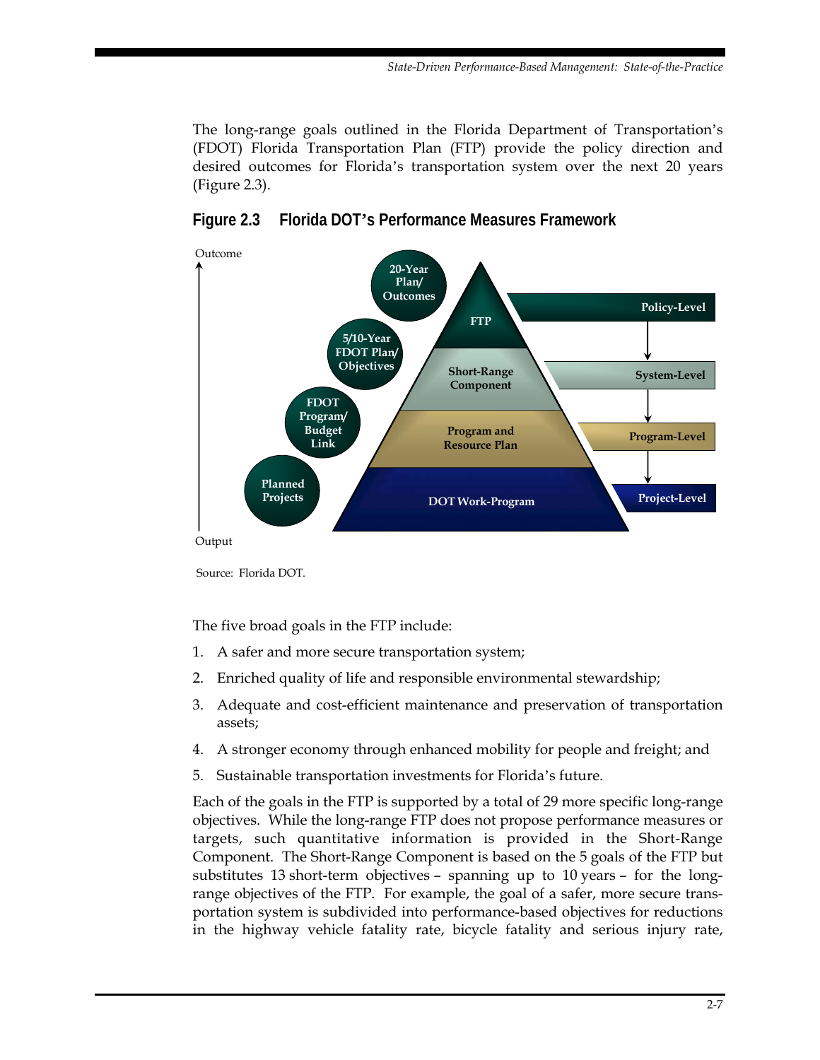The long-range goals outlined in the Florida Department of Transportation's (FDOT) Florida Transportation Plan (FTP) provide the policy direction and desired outcomes for Florida's transportation system over the next 20 years (Figure 2.3).

**Figure 2.3 Florida DOT's Performance Measures Framework**

Outcome

20-Year Plan/ Outcomes — FTP — Policy-Level

5/10-Year FDOT Plan/ Objectives — Short-Range Component — System-Level

FDOT Program/ Budget Link — Program and Resource Plan — Program-Level

Planned Projects — DOT Work-Program — Project-Level

Output

Source: Florida DOT.

The five broad goals in the FTP include:

1. A safer and more secure transportation system;
2. Enriched quality of life and responsible environmental stewardship;
3. Adequate and cost-efficient maintenance and preservation of transportation assets;
4. A stronger economy through enhanced mobility for people and freight; and
5. Sustainable transportation investments for Florida's future.

Each of the goals in the FTP is supported by a total of 29 more specific long-range objectives. While the long-range FTP does not propose performance measures or targets, such quantitative information is provided in the Short-Range Component. The Short-Range Component is based on the 5 goals of the FTP but substitutes 13 short-term objectives – spanning up to 10 years – for the long-range objectives of the FTP. For example, the goal of a safer, more secure transportation system is subdivided into performance-based objectives for reductions in the highway vehicle fatality rate, bicycle fatality and serious injury rate,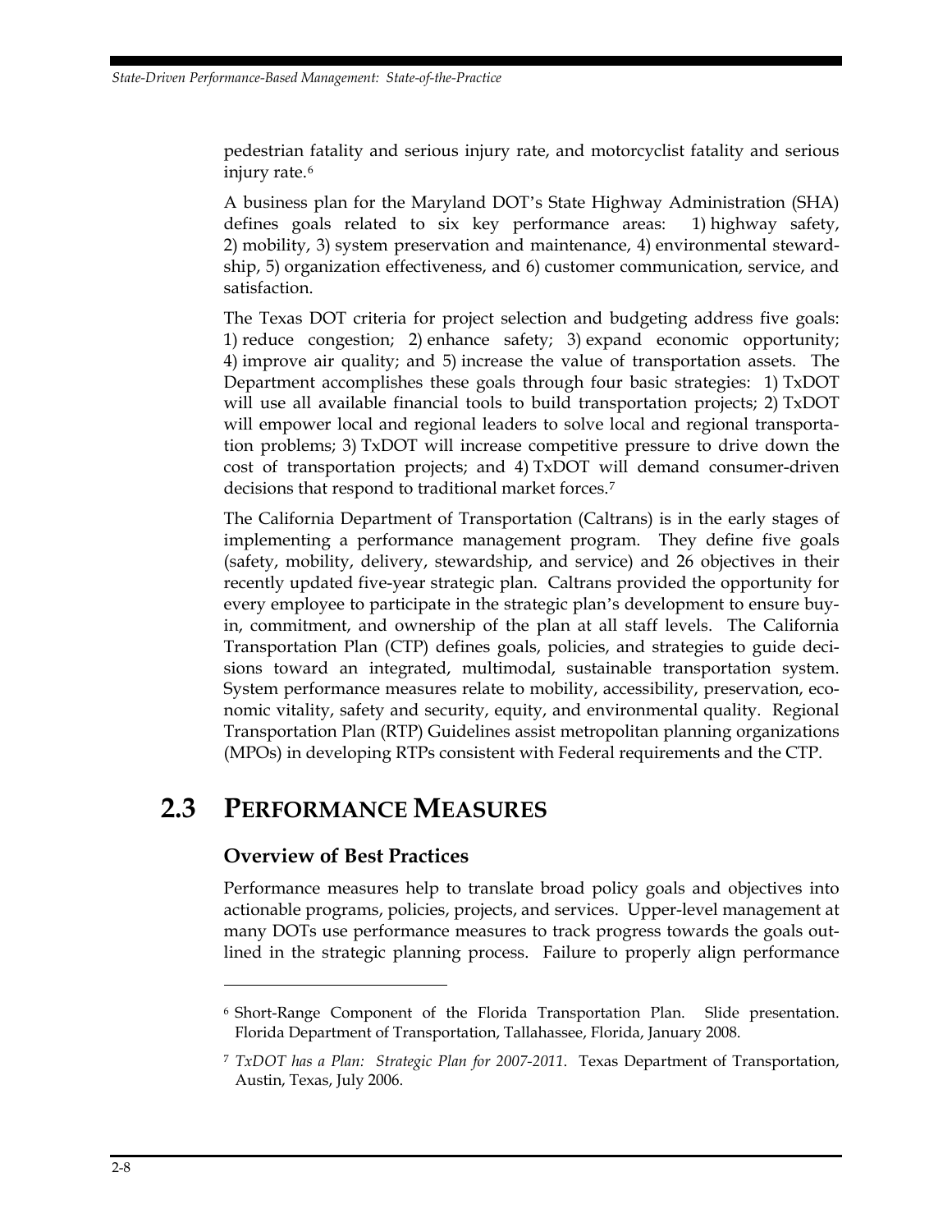pedestrian fatality and serious injury rate, and motorcyclist fatality and serious injury rate.[6]

A business plan for the Maryland DOT's State Highway Administration (SHA) defines goals related to six key performance areas: 1) highway safety, 2) mobility, 3) system preservation and maintenance, 4) environmental stewardship, 5) organization effectiveness, and 6) customer communication, service, and satisfaction.

The Texas DOT criteria for project selection and budgeting address five goals: 1) reduce congestion; 2) enhance safety; 3) expand economic opportunity; 4) improve air quality; and 5) increase the value of transportation assets. The Department accomplishes these goals through four basic strategies: 1) TxDOT will use all available financial tools to build transportation projects; 2) TxDOT will empower local and regional leaders to solve local and regional transportation problems; 3) TxDOT will increase competitive pressure to drive down the cost of transportation projects; and 4) TxDOT will demand consumer-driven decisions that respond to traditional market forces.[7]

The California Department of Transportation (Caltrans) is in the early stages of implementing a performance management program. They define five goals (safety, mobility, delivery, stewardship, and service) and 26 objectives in their recently updated five-year strategic plan. Caltrans provided the opportunity for every employee to participate in the strategic plan's development to ensure buy-in, commitment, and ownership of the plan at all staff levels. The California Transportation Plan (CTP) defines goals, policies, and strategies to guide decisions toward an integrated, multimodal, sustainable transportation system. System performance measures relate to mobility, accessibility, preservation, economic vitality, safety and security, equity, and environmental quality. Regional Transportation Plan (RTP) Guidelines assist metropolitan planning organizations (MPOs) in developing RTPs consistent with Federal requirements and the CTP.

## 2.3 Performance Measures

### Overview of Best Practices

Performance measures help to translate broad policy goals and objectives into actionable programs, policies, projects, and services. Upper-level management at many DOTs use performance measures to track progress towards the goals outlined in the strategic planning process. Failure to properly align performance

---

[6] Short-Range Component of the Florida Transportation Plan. Slide presentation. Florida Department of Transportation, Tallahassee, Florida, January 2008.

[7] *TxDOT has a Plan: Strategic Plan for 2007-2011.* Texas Department of Transportation, Austin, Texas, July 2006.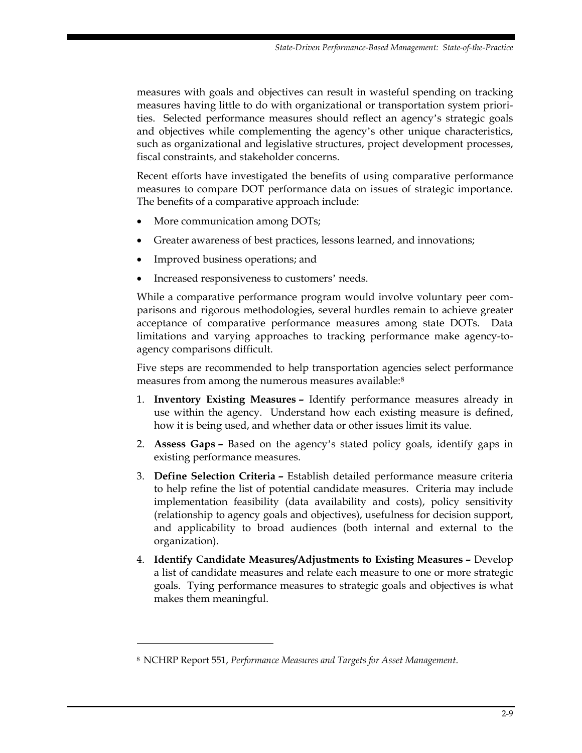measures with goals and objectives can result in wasteful spending on tracking measures having little to do with organizational or transportation system priorities. Selected performance measures should reflect an agency's strategic goals and objectives while complementing the agency's other unique characteristics, such as organizational and legislative structures, project development processes, fiscal constraints, and stakeholder concerns.

Recent efforts have investigated the benefits of using comparative performance measures to compare DOT performance data on issues of strategic importance. The benefits of a comparative approach include:

- More communication among DOTs;
- Greater awareness of best practices, lessons learned, and innovations;
- Improved business operations; and
- Increased responsiveness to customers' needs.

While a comparative performance program would involve voluntary peer comparisons and rigorous methodologies, several hurdles remain to achieve greater acceptance of comparative performance measures among state DOTs. Data limitations and varying approaches to tracking performance make agency-to-agency comparisons difficult.

Five steps are recommended to help transportation agencies select performance measures from among the numerous measures available:[8]

1. **Inventory Existing Measures –** Identify performance measures already in use within the agency. Understand how each existing measure is defined, how it is being used, and whether data or other issues limit its value.
2. **Assess Gaps –** Based on the agency's stated policy goals, identify gaps in existing performance measures.
3. **Define Selection Criteria –** Establish detailed performance measure criteria to help refine the list of potential candidate measures. Criteria may include implementation feasibility (data availability and costs), policy sensitivity (relationship to agency goals and objectives), usefulness for decision support, and applicability to broad audiences (both internal and external to the organization).
4. **Identify Candidate Measures/Adjustments to Existing Measures –** Develop a list of candidate measures and relate each measure to one or more strategic goals. Tying performance measures to strategic goals and objectives is what makes them meaningful.

---

[8] NCHRP Report 551, *Performance Measures and Targets for Asset Management*.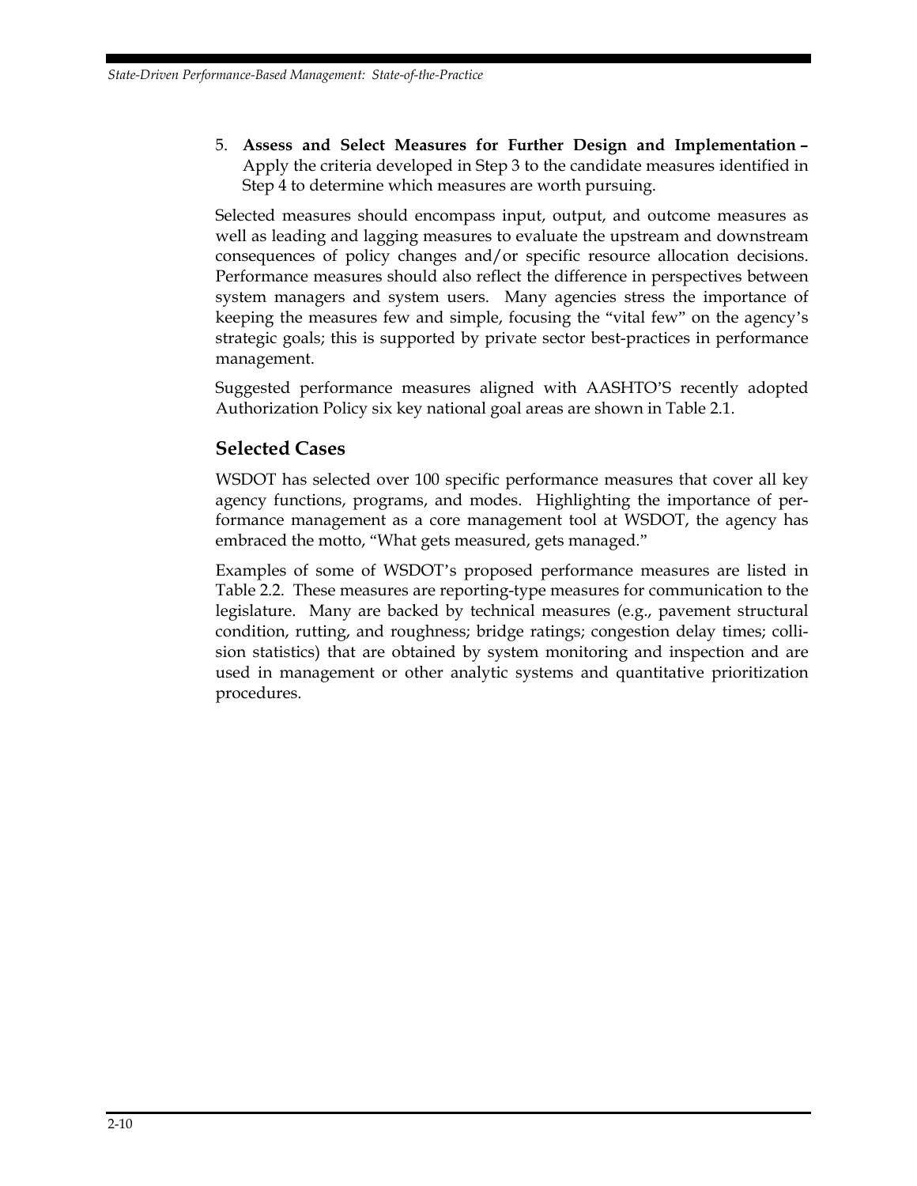5. **Assess and Select Measures for Further Design and Implementation –** Apply the criteria developed in Step 3 to the candidate measures identified in Step 4 to determine which measures are worth pursuing.

Selected measures should encompass input, output, and outcome measures as well as leading and lagging measures to evaluate the upstream and downstream consequences of policy changes and/or specific resource allocation decisions. Performance measures should also reflect the difference in perspectives between system managers and system users. Many agencies stress the importance of keeping the measures few and simple, focusing the "vital few" on the agency's strategic goals; this is supported by private sector best-practices in performance management.

Suggested performance measures aligned with AASHTO'S recently adopted Authorization Policy six key national goal areas are shown in Table 2.1.

## Selected Cases

WSDOT has selected over 100 specific performance measures that cover all key agency functions, programs, and modes. Highlighting the importance of performance management as a core management tool at WSDOT, the agency has embraced the motto, "What gets measured, gets managed."

Examples of some of WSDOT's proposed performance measures are listed in Table 2.2. These measures are reporting-type measures for communication to the legislature. Many are backed by technical measures (e.g., pavement structural condition, rutting, and roughness; bridge ratings; congestion delay times; collision statistics) that are obtained by system monitoring and inspection and are used in management or other analytic systems and quantitative prioritization procedures.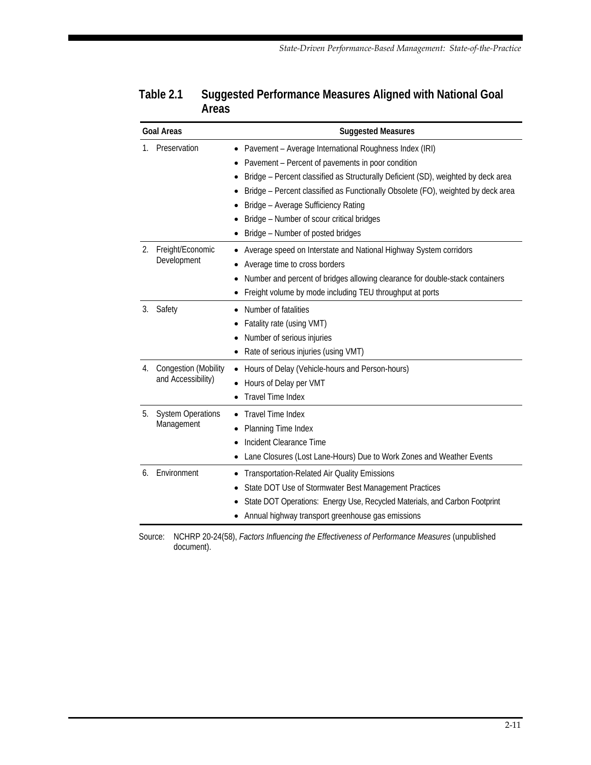**Table 2.1 Suggested Performance Measures Aligned with National Goal Areas**

| Goal Areas | Suggested Measures |
|---|---|
| 1. Preservation | • Pavement – Average International Roughness Index (IRI)<br>• Pavement – Percent of pavements in poor condition<br>• Bridge – Percent classified as Structurally Deficient (SD), weighted by deck area<br>• Bridge – Percent classified as Functionally Obsolete (FO), weighted by deck area<br>• Bridge – Average Sufficiency Rating<br>• Bridge – Number of scour critical bridges<br>• Bridge – Number of posted bridges |
| 2. Freight/Economic Development | • Average speed on Interstate and National Highway System corridors<br>• Average time to cross borders<br>• Number and percent of bridges allowing clearance for double-stack containers<br>• Freight volume by mode including TEU throughput at ports |
| 3. Safety | • Number of fatalities<br>• Fatality rate (using VMT)<br>• Number of serious injuries<br>• Rate of serious injuries (using VMT) |
| 4. Congestion (Mobility and Accessibility) | • Hours of Delay (Vehicle-hours and Person-hours)<br>• Hours of Delay per VMT<br>• Travel Time Index |
| 5. System Operations Management | • Travel Time Index<br>• Planning Time Index<br>• Incident Clearance Time<br>• Lane Closures (Lost Lane-Hours) Due to Work Zones and Weather Events |
| 6. Environment | • Transportation-Related Air Quality Emissions<br>• State DOT Use of Stormwater Best Management Practices<br>• State DOT Operations: Energy Use, Recycled Materials, and Carbon Footprint<br>• Annual highway transport greenhouse gas emissions |

Source: NCHRP 20-24(58), *Factors Influencing the Effectiveness of Performance Measures* (unpublished document).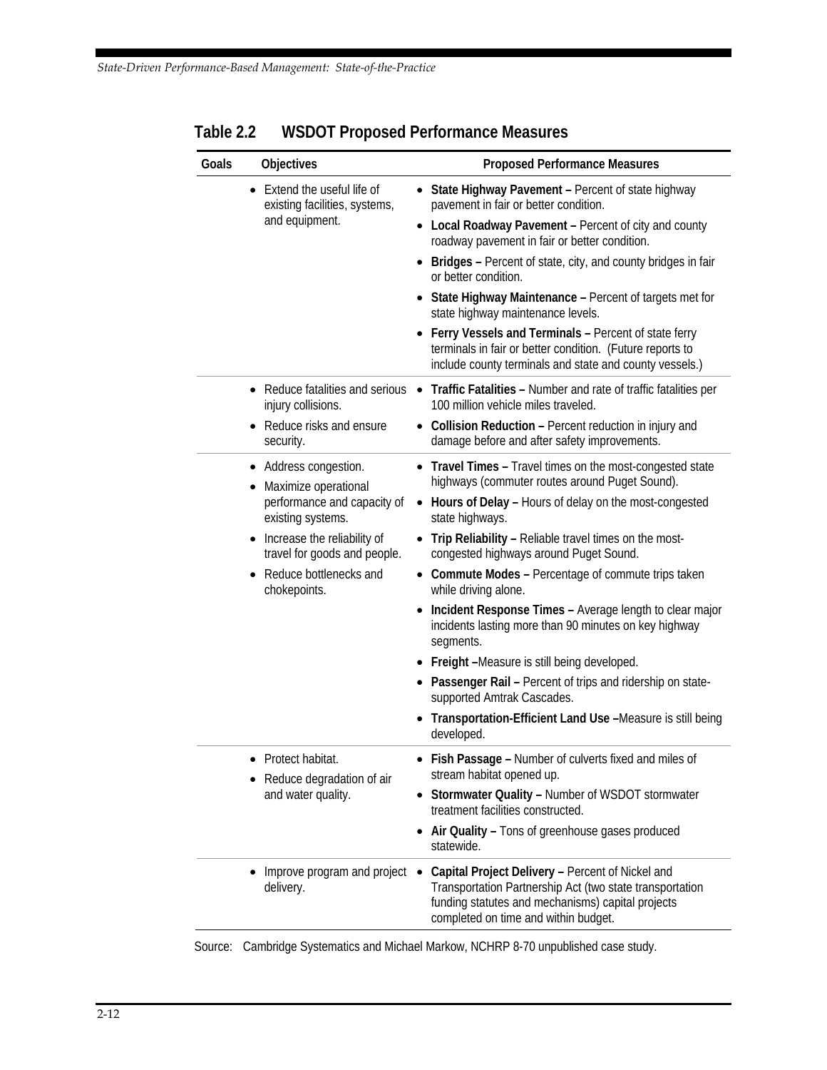**Table 2.2 WSDOT Proposed Performance Measures**

| Goals | Objectives | Proposed Performance Measures |
| --- | --- | --- |
| | • Extend the useful life of existing facilities, systems, and equipment. | • **State Highway Pavement –** Percent of state highway pavement in fair or better condition.<br>• **Local Roadway Pavement –** Percent of city and county roadway pavement in fair or better condition.<br>• **Bridges –** Percent of state, city, and county bridges in fair or better condition.<br>• **State Highway Maintenance –** Percent of targets met for state highway maintenance levels.<br>• **Ferry Vessels and Terminals –** Percent of state ferry terminals in fair or better condition. (Future reports to include county terminals and state and county vessels.) |
| | • Reduce fatalities and serious injury collisions.<br>• Reduce risks and ensure security. | • **Traffic Fatalities –** Number and rate of traffic fatalities per 100 million vehicle miles traveled.<br>• **Collision Reduction –** Percent reduction in injury and damage before and after safety improvements. |
| | • Address congestion.<br>• Maximize operational performance and capacity of existing systems.<br>• Increase the reliability of travel for goods and people.<br>• Reduce bottlenecks and chokepoints. | • **Travel Times –** Travel times on the most-congested state highways (commuter routes around Puget Sound).<br>• **Hours of Delay –** Hours of delay on the most-congested state highways.<br>• **Trip Reliability –** Reliable travel times on the most-congested highways around Puget Sound.<br>• **Commute Modes –** Percentage of commute trips taken while driving alone.<br>• **Incident Response Times –** Average length to clear major incidents lasting more than 90 minutes on key highway segments.<br>• **Freight –**Measure is still being developed.<br>• **Passenger Rail –** Percent of trips and ridership on state-supported Amtrak Cascades.<br>• **Transportation-Efficient Land Use –**Measure is still being developed. |
| | • Protect habitat.<br>• Reduce degradation of air and water quality. | • **Fish Passage –** Number of culverts fixed and miles of stream habitat opened up.<br>• **Stormwater Quality –** Number of WSDOT stormwater treatment facilities constructed.<br>• **Air Quality –** Tons of greenhouse gases produced statewide. |
| | • Improve program and project delivery. | • **Capital Project Delivery –** Percent of Nickel and Transportation Partnership Act (two state transportation funding statutes and mechanisms) capital projects completed on time and within budget. |

Source: Cambridge Systematics and Michael Markow, NCHRP 8-70 unpublished case study.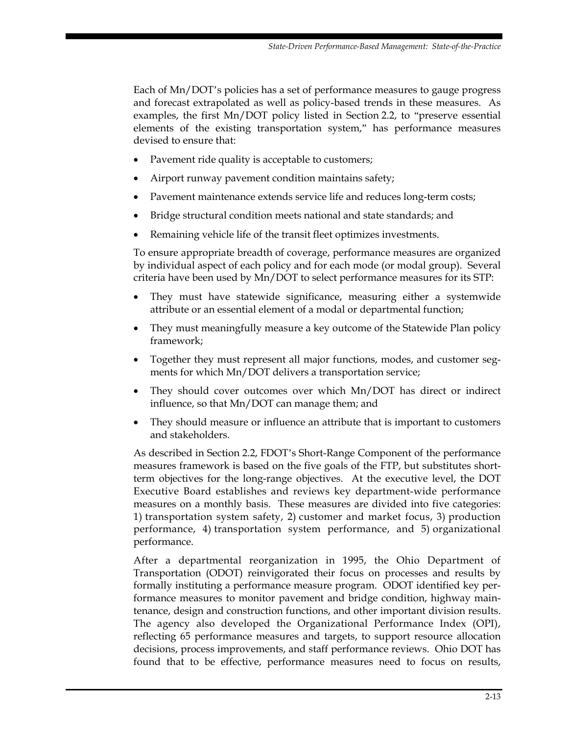Each of Mn/DOT's policies has a set of performance measures to gauge progress and forecast extrapolated as well as policy-based trends in these measures. As examples, the first Mn/DOT policy listed in Section 2.2, to "preserve essential elements of the existing transportation system," has performance measures devised to ensure that:

- Pavement ride quality is acceptable to customers;
- Airport runway pavement condition maintains safety;
- Pavement maintenance extends service life and reduces long-term costs;
- Bridge structural condition meets national and state standards; and
- Remaining vehicle life of the transit fleet optimizes investments.

To ensure appropriate breadth of coverage, performance measures are organized by individual aspect of each policy and for each mode (or modal group). Several criteria have been used by Mn/DOT to select performance measures for its STP:

- They must have statewide significance, measuring either a systemwide attribute or an essential element of a modal or departmental function;
- They must meaningfully measure a key outcome of the Statewide Plan policy framework;
- Together they must represent all major functions, modes, and customer segments for which Mn/DOT delivers a transportation service;
- They should cover outcomes over which Mn/DOT has direct or indirect influence, so that Mn/DOT can manage them; and
- They should measure or influence an attribute that is important to customers and stakeholders.

As described in Section 2.2, FDOT's Short-Range Component of the performance measures framework is based on the five goals of the FTP, but substitutes short-term objectives for the long-range objectives. At the executive level, the DOT Executive Board establishes and reviews key department-wide performance measures on a monthly basis. These measures are divided into five categories: 1) transportation system safety, 2) customer and market focus, 3) production performance, 4) transportation system performance, and 5) organizational performance.

After a departmental reorganization in 1995, the Ohio Department of Transportation (ODOT) reinvigorated their focus on processes and results by formally instituting a performance measure program. ODOT identified key performance measures to monitor pavement and bridge condition, highway maintenance, design and construction functions, and other important division results. The agency also developed the Organizational Performance Index (OPI), reflecting 65 performance measures and targets, to support resource allocation decisions, process improvements, and staff performance reviews. Ohio DOT has found that to be effective, performance measures need to focus on results,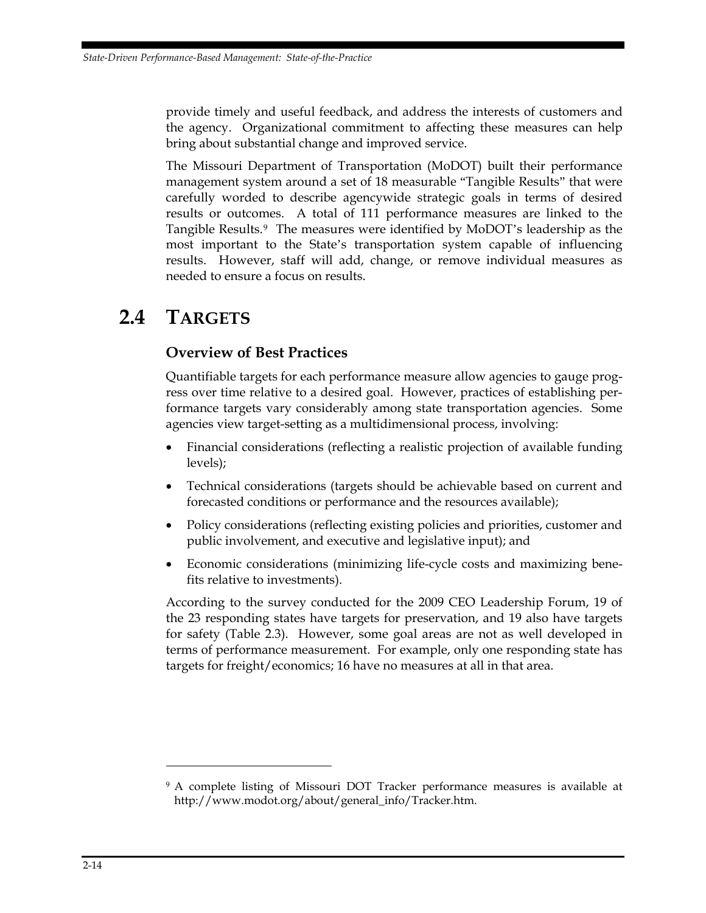provide timely and useful feedback, and address the interests of customers and the agency. Organizational commitment to affecting these measures can help bring about substantial change and improved service.

The Missouri Department of Transportation (MoDOT) built their performance management system around a set of 18 measurable "Tangible Results" that were carefully worded to describe agencywide strategic goals in terms of desired results or outcomes. A total of 111 performance measures are linked to the Tangible Results.[9] The measures were identified by MoDOT's leadership as the most important to the State's transportation system capable of influencing results. However, staff will add, change, or remove individual measures as needed to ensure a focus on results.

## 2.4 TARGETS

### Overview of Best Practices

Quantifiable targets for each performance measure allow agencies to gauge progress over time relative to a desired goal. However, practices of establishing performance targets vary considerably among state transportation agencies. Some agencies view target-setting as a multidimensional process, involving:

- Financial considerations (reflecting a realistic projection of available funding levels);
- Technical considerations (targets should be achievable based on current and forecasted conditions or performance and the resources available);
- Policy considerations (reflecting existing policies and priorities, customer and public involvement, and executive and legislative input); and
- Economic considerations (minimizing life-cycle costs and maximizing benefits relative to investments).

According to the survey conducted for the 2009 CEO Leadership Forum, 19 of the 23 responding states have targets for preservation, and 19 also have targets for safety (Table 2.3). However, some goal areas are not as well developed in terms of performance measurement. For example, only one responding state has targets for freight/economics; 16 have no measures at all in that area.

---

[9] A complete listing of Missouri DOT Tracker performance measures is available at http://www.modot.org/about/general_info/Tracker.htm.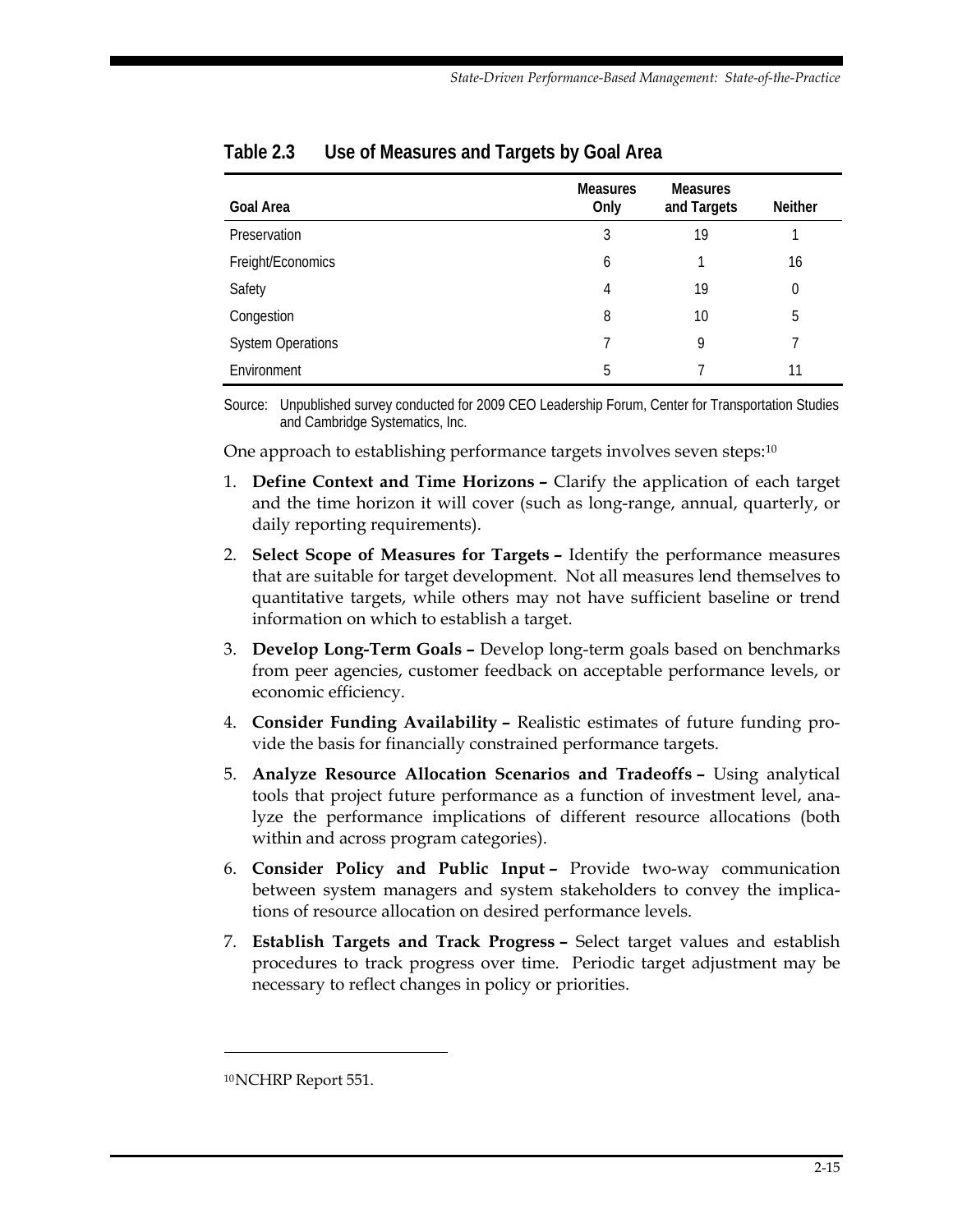**Table 2.3 Use of Measures and Targets by Goal Area**

| Goal Area | Measures Only | Measures and Targets | Neither |
|---|---|---|---|
| Preservation | 3 | 19 | 1 |
| Freight/Economics | 6 | 1 | 16 |
| Safety | 4 | 19 | 0 |
| Congestion | 8 | 10 | 5 |
| System Operations | 7 | 9 | 7 |
| Environment | 5 | 7 | 11 |

Source: Unpublished survey conducted for 2009 CEO Leadership Forum, Center for Transportation Studies and Cambridge Systematics, Inc.

One approach to establishing performance targets involves seven steps:[10]

1. **Define Context and Time Horizons –** Clarify the application of each target and the time horizon it will cover (such as long-range, annual, quarterly, or daily reporting requirements).
2. **Select Scope of Measures for Targets –** Identify the performance measures that are suitable for target development. Not all measures lend themselves to quantitative targets, while others may not have sufficient baseline or trend information on which to establish a target.
3. **Develop Long-Term Goals –** Develop long-term goals based on benchmarks from peer agencies, customer feedback on acceptable performance levels, or economic efficiency.
4. **Consider Funding Availability –** Realistic estimates of future funding provide the basis for financially constrained performance targets.
5. **Analyze Resource Allocation Scenarios and Tradeoffs –** Using analytical tools that project future performance as a function of investment level, analyze the performance implications of different resource allocations (both within and across program categories).
6. **Consider Policy and Public Input –** Provide two-way communication between system managers and system stakeholders to convey the implications of resource allocation on desired performance levels.
7. **Establish Targets and Track Progress –** Select target values and establish procedures to track progress over time. Periodic target adjustment may be necessary to reflect changes in policy or priorities.

---

[10] NCHRP Report 551.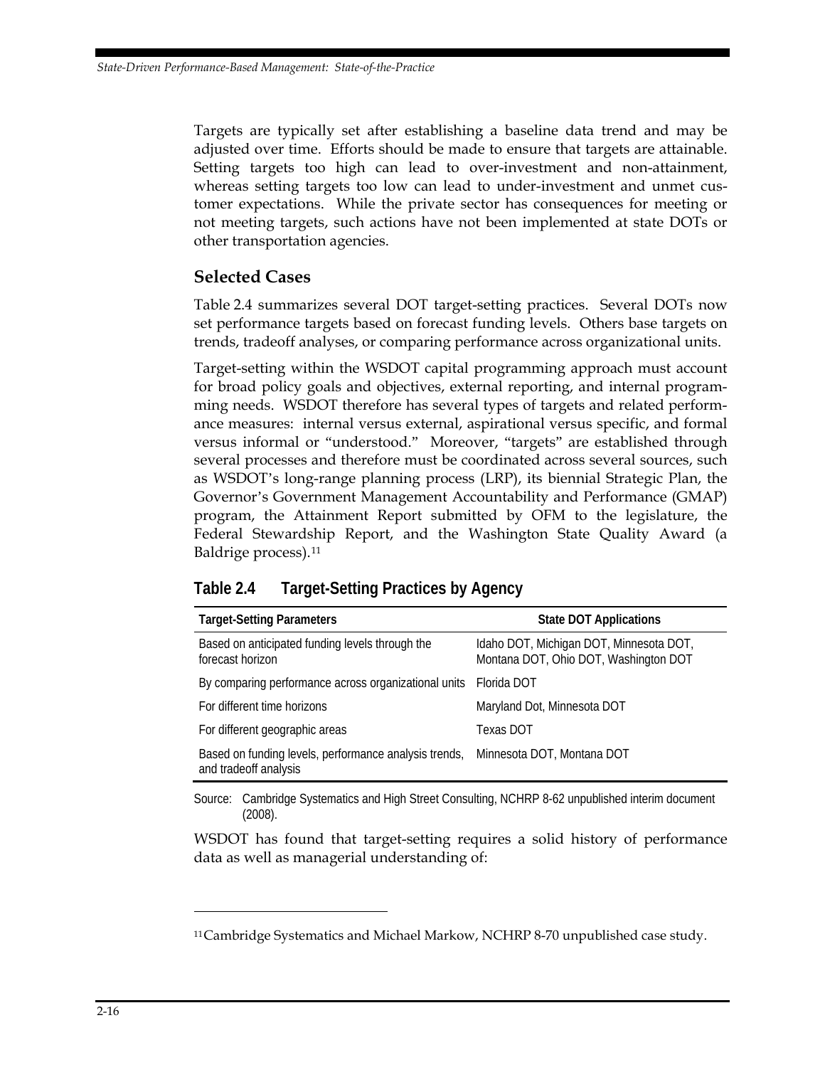Targets are typically set after establishing a baseline data trend and may be adjusted over time. Efforts should be made to ensure that targets are attainable. Setting targets too high can lead to over-investment and non-attainment, whereas setting targets too low can lead to under-investment and unmet customer expectations. While the private sector has consequences for meeting or not meeting targets, such actions have not been implemented at state DOTs or other transportation agencies.

## Selected Cases

Table 2.4 summarizes several DOT target-setting practices. Several DOTs now set performance targets based on forecast funding levels. Others base targets on trends, tradeoff analyses, or comparing performance across organizational units.

Target-setting within the WSDOT capital programming approach must account for broad policy goals and objectives, external reporting, and internal programming needs. WSDOT therefore has several types of targets and related performance measures: internal versus external, aspirational versus specific, and formal versus informal or "understood." Moreover, "targets" are established through several processes and therefore must be coordinated across several sources, such as WSDOT's long-range planning process (LRP), its biennial Strategic Plan, the Governor's Government Management Accountability and Performance (GMAP) program, the Attainment Report submitted by OFM to the legislature, the Federal Stewardship Report, and the Washington State Quality Award (a Baldrige process).[11]

**Table 2.4 Target-Setting Practices by Agency**

| Target-Setting Parameters | State DOT Applications |
|---|---|
| Based on anticipated funding levels through the forecast horizon | Idaho DOT, Michigan DOT, Minnesota DOT, Montana DOT, Ohio DOT, Washington DOT |
| By comparing performance across organizational units | Florida DOT |
| For different time horizons | Maryland Dot, Minnesota DOT |
| For different geographic areas | Texas DOT |
| Based on funding levels, performance analysis trends, and tradeoff analysis | Minnesota DOT, Montana DOT |

Source: Cambridge Systematics and High Street Consulting, NCHRP 8-62 unpublished interim document (2008).

WSDOT has found that target-setting requires a solid history of performance data as well as managerial understanding of:

[11] Cambridge Systematics and Michael Markow, NCHRP 8-70 unpublished case study.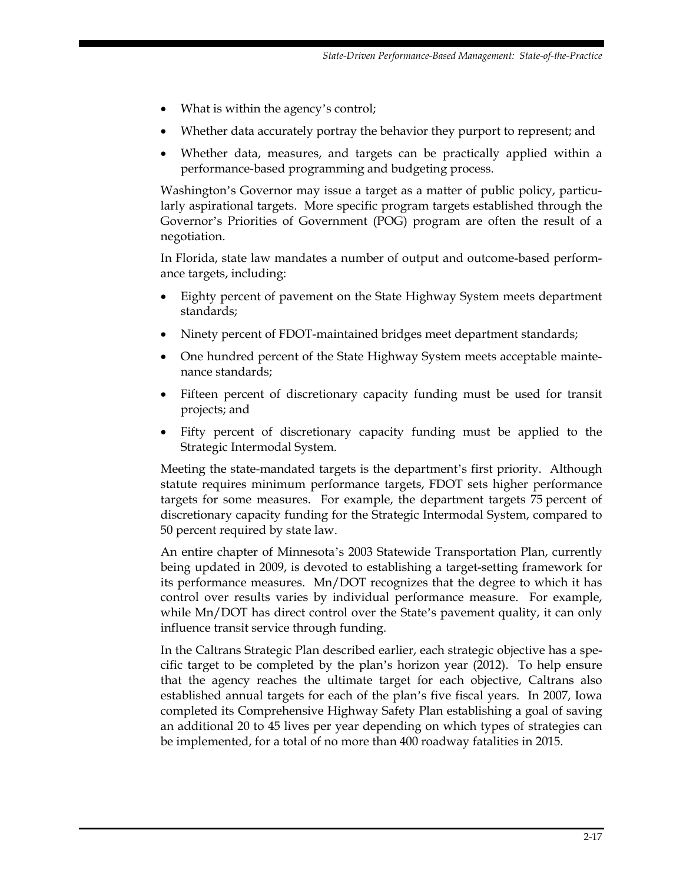- What is within the agency's control;
- Whether data accurately portray the behavior they purport to represent; and
- Whether data, measures, and targets can be practically applied within a performance-based programming and budgeting process.

Washington's Governor may issue a target as a matter of public policy, particularly aspirational targets. More specific program targets established through the Governor's Priorities of Government (POG) program are often the result of a negotiation.

In Florida, state law mandates a number of output and outcome-based performance targets, including:

- Eighty percent of pavement on the State Highway System meets department standards;
- Ninety percent of FDOT-maintained bridges meet department standards;
- One hundred percent of the State Highway System meets acceptable maintenance standards;
- Fifteen percent of discretionary capacity funding must be used for transit projects; and
- Fifty percent of discretionary capacity funding must be applied to the Strategic Intermodal System.

Meeting the state-mandated targets is the department's first priority. Although statute requires minimum performance targets, FDOT sets higher performance targets for some measures. For example, the department targets 75 percent of discretionary capacity funding for the Strategic Intermodal System, compared to 50 percent required by state law.

An entire chapter of Minnesota's 2003 Statewide Transportation Plan, currently being updated in 2009, is devoted to establishing a target-setting framework for its performance measures. Mn/DOT recognizes that the degree to which it has control over results varies by individual performance measure. For example, while Mn/DOT has direct control over the State's pavement quality, it can only influence transit service through funding.

In the Caltrans Strategic Plan described earlier, each strategic objective has a specific target to be completed by the plan's horizon year (2012). To help ensure that the agency reaches the ultimate target for each objective, Caltrans also established annual targets for each of the plan's five fiscal years. In 2007, Iowa completed its Comprehensive Highway Safety Plan establishing a goal of saving an additional 20 to 45 lives per year depending on which types of strategies can be implemented, for a total of no more than 400 roadway fatalities in 2015.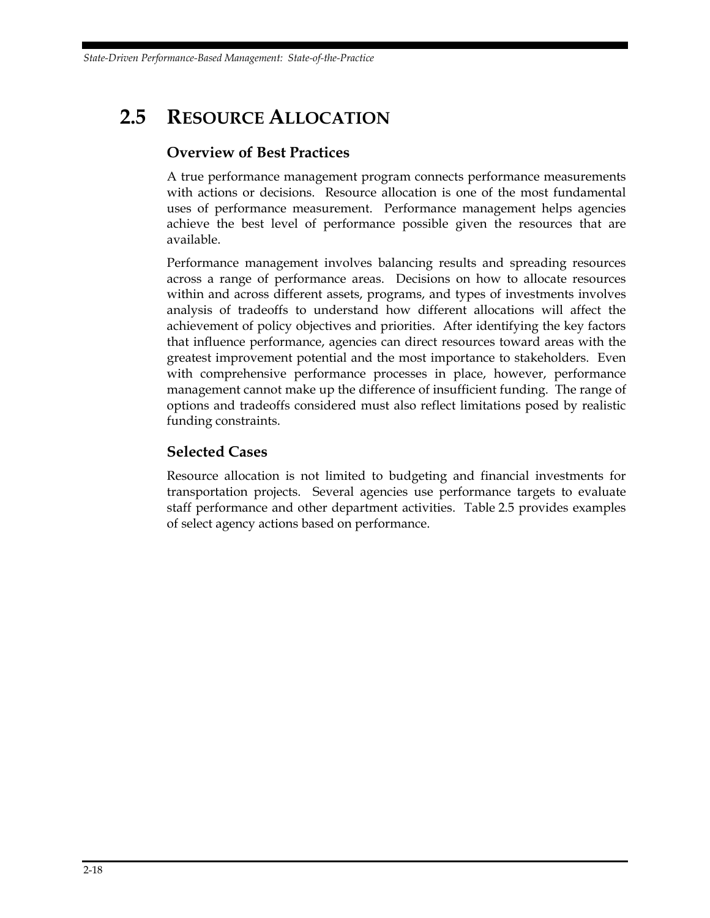## 2.5 RESOURCE ALLOCATION

### Overview of Best Practices

A true performance management program connects performance measurements with actions or decisions. Resource allocation is one of the most fundamental uses of performance measurement. Performance management helps agencies achieve the best level of performance possible given the resources that are available.

Performance management involves balancing results and spreading resources across a range of performance areas. Decisions on how to allocate resources within and across different assets, programs, and types of investments involves analysis of tradeoffs to understand how different allocations will affect the achievement of policy objectives and priorities. After identifying the key factors that influence performance, agencies can direct resources toward areas with the greatest improvement potential and the most importance to stakeholders. Even with comprehensive performance processes in place, however, performance management cannot make up the difference of insufficient funding. The range of options and tradeoffs considered must also reflect limitations posed by realistic funding constraints.

### Selected Cases

Resource allocation is not limited to budgeting and financial investments for transportation projects. Several agencies use performance targets to evaluate staff performance and other department activities. Table 2.5 provides examples of select agency actions based on performance.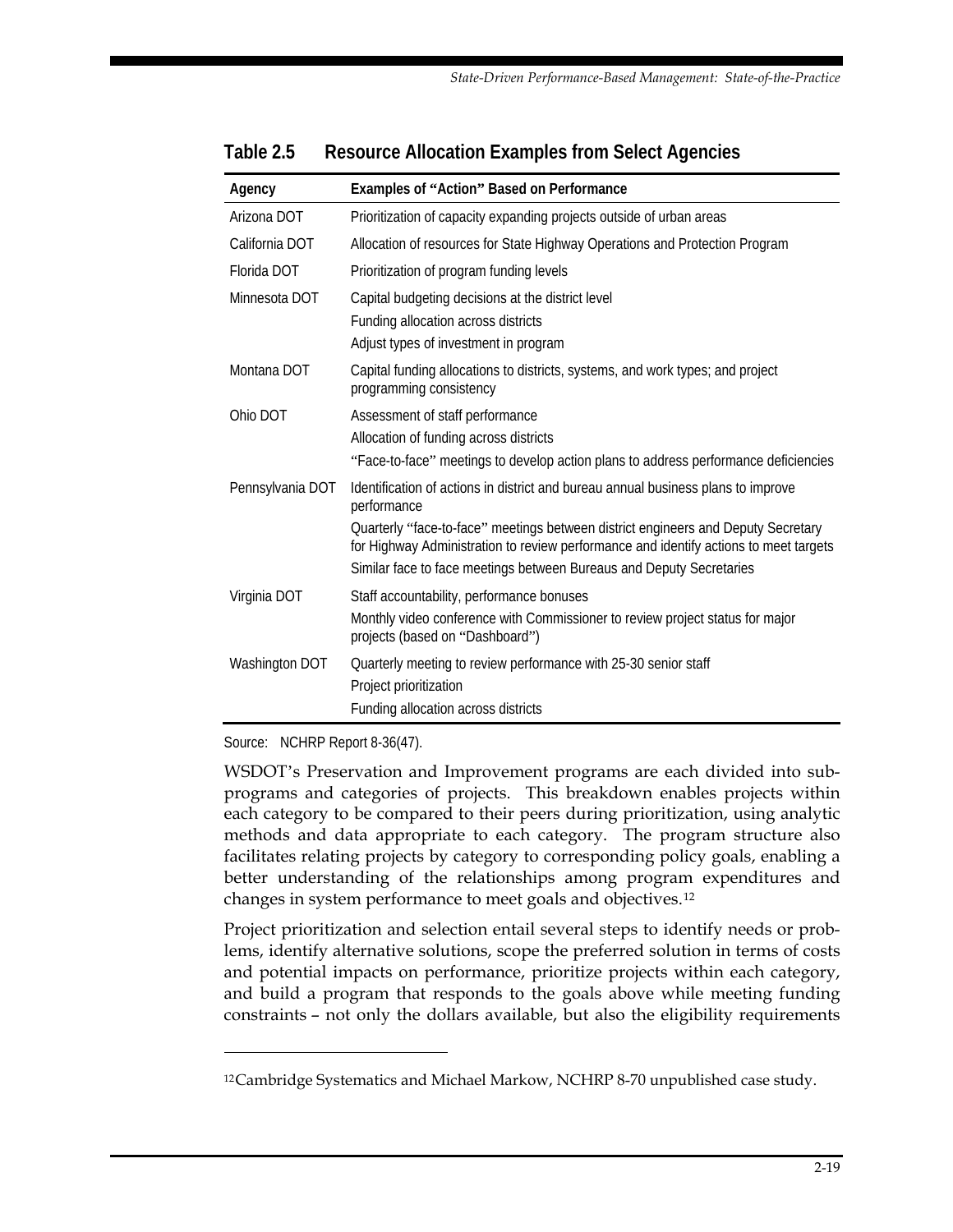**Table 2.5 Resource Allocation Examples from Select Agencies**

| Agency | Examples of "Action" Based on Performance |
| --- | --- |
| Arizona DOT | Prioritization of capacity expanding projects outside of urban areas |
| California DOT | Allocation of resources for State Highway Operations and Protection Program |
| Florida DOT | Prioritization of program funding levels |
| Minnesota DOT | Capital budgeting decisions at the district level<br>Funding allocation across districts<br>Adjust types of investment in program |
| Montana DOT | Capital funding allocations to districts, systems, and work types; and project programming consistency |
| Ohio DOT | Assessment of staff performance<br>Allocation of funding across districts<br>"Face-to-face" meetings to develop action plans to address performance deficiencies |
| Pennsylvania DOT | Identification of actions in district and bureau annual business plans to improve performance<br>Quarterly "face-to-face" meetings between district engineers and Deputy Secretary for Highway Administration to review performance and identify actions to meet targets<br>Similar face to face meetings between Bureaus and Deputy Secretaries |
| Virginia DOT | Staff accountability, performance bonuses<br>Monthly video conference with Commissioner to review project status for major projects (based on "Dashboard") |
| Washington DOT | Quarterly meeting to review performance with 25-30 senior staff<br>Project prioritization<br>Funding allocation across districts |

Source: NCHRP Report 8-36(47).

WSDOT's Preservation and Improvement programs are each divided into sub-programs and categories of projects. This breakdown enables projects within each category to be compared to their peers during prioritization, using analytic methods and data appropriate to each category. The program structure also facilitates relating projects by category to corresponding policy goals, enabling a better understanding of the relationships among program expenditures and changes in system performance to meet goals and objectives.[12]

Project prioritization and selection entail several steps to identify needs or problems, identify alternative solutions, scope the preferred solution in terms of costs and potential impacts on performance, prioritize projects within each category, and build a program that responds to the goals above while meeting funding constraints – not only the dollars available, but also the eligibility requirements

---

[12] Cambridge Systematics and Michael Markow, NCHRP 8-70 unpublished case study.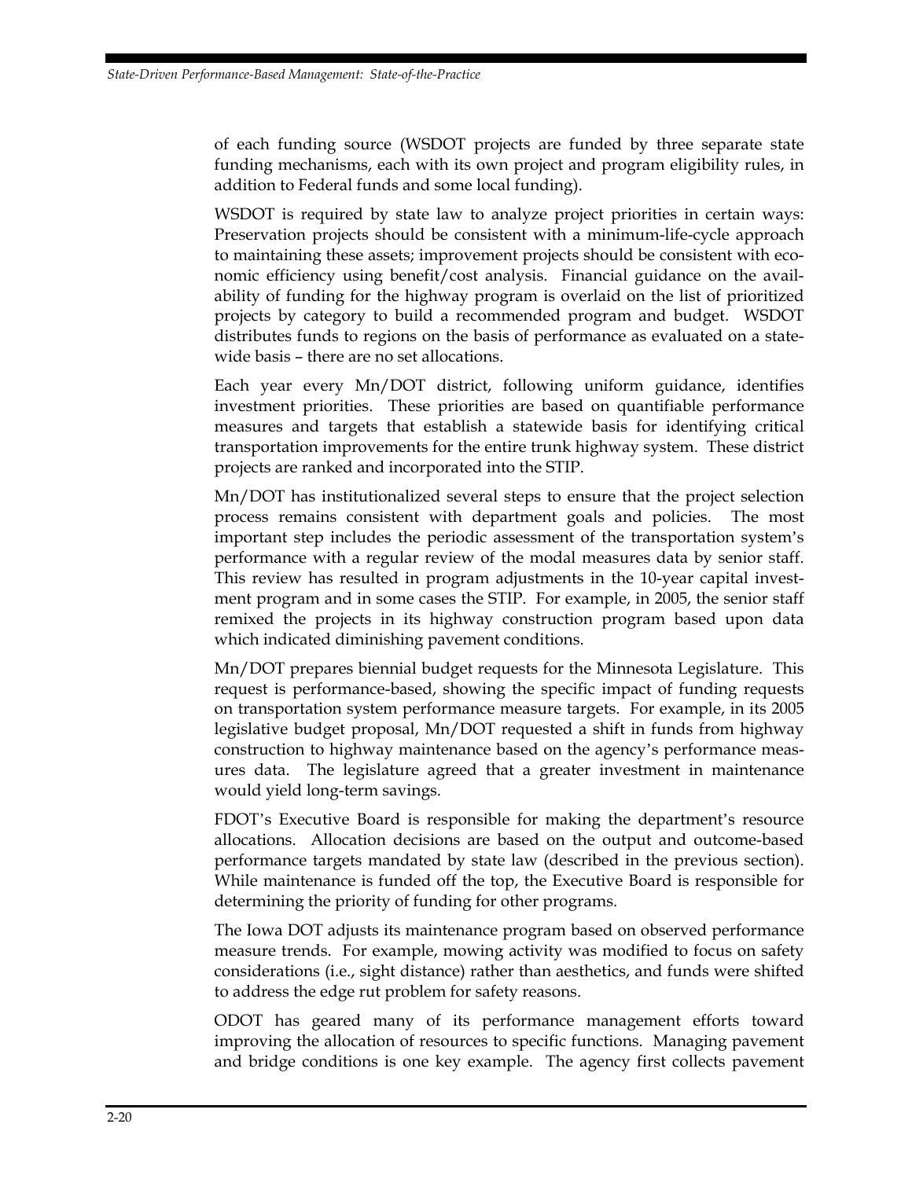of each funding source (WSDOT projects are funded by three separate state funding mechanisms, each with its own project and program eligibility rules, in addition to Federal funds and some local funding).

WSDOT is required by state law to analyze project priorities in certain ways: Preservation projects should be consistent with a minimum-life-cycle approach to maintaining these assets; improvement projects should be consistent with economic efficiency using benefit/cost analysis. Financial guidance on the availability of funding for the highway program is overlaid on the list of prioritized projects by category to build a recommended program and budget. WSDOT distributes funds to regions on the basis of performance as evaluated on a statewide basis – there are no set allocations.

Each year every Mn/DOT district, following uniform guidance, identifies investment priorities. These priorities are based on quantifiable performance measures and targets that establish a statewide basis for identifying critical transportation improvements for the entire trunk highway system. These district projects are ranked and incorporated into the STIP.

Mn/DOT has institutionalized several steps to ensure that the project selection process remains consistent with department goals and policies. The most important step includes the periodic assessment of the transportation system's performance with a regular review of the modal measures data by senior staff. This review has resulted in program adjustments in the 10-year capital investment program and in some cases the STIP. For example, in 2005, the senior staff remixed the projects in its highway construction program based upon data which indicated diminishing pavement conditions.

Mn/DOT prepares biennial budget requests for the Minnesota Legislature. This request is performance-based, showing the specific impact of funding requests on transportation system performance measure targets. For example, in its 2005 legislative budget proposal, Mn/DOT requested a shift in funds from highway construction to highway maintenance based on the agency's performance measures data. The legislature agreed that a greater investment in maintenance would yield long-term savings.

FDOT's Executive Board is responsible for making the department's resource allocations. Allocation decisions are based on the output and outcome-based performance targets mandated by state law (described in the previous section). While maintenance is funded off the top, the Executive Board is responsible for determining the priority of funding for other programs.

The Iowa DOT adjusts its maintenance program based on observed performance measure trends. For example, mowing activity was modified to focus on safety considerations (i.e., sight distance) rather than aesthetics, and funds were shifted to address the edge rut problem for safety reasons.

ODOT has geared many of its performance management efforts toward improving the allocation of resources to specific functions. Managing pavement and bridge conditions is one key example. The agency first collects pavement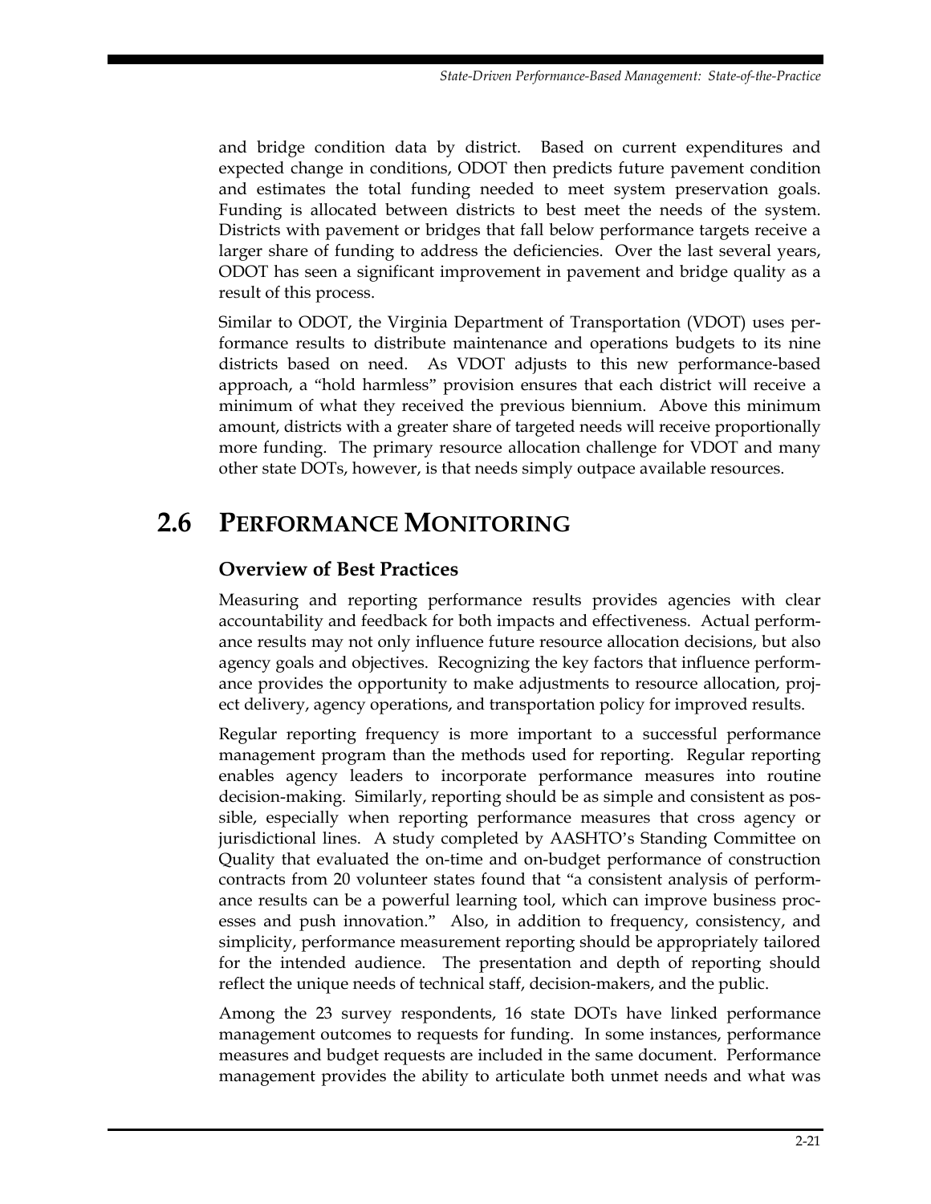and bridge condition data by district. Based on current expenditures and expected change in conditions, ODOT then predicts future pavement condition and estimates the total funding needed to meet system preservation goals. Funding is allocated between districts to best meet the needs of the system. Districts with pavement or bridges that fall below performance targets receive a larger share of funding to address the deficiencies. Over the last several years, ODOT has seen a significant improvement in pavement and bridge quality as a result of this process.

Similar to ODOT, the Virginia Department of Transportation (VDOT) uses performance results to distribute maintenance and operations budgets to its nine districts based on need. As VDOT adjusts to this new performance-based approach, a "hold harmless" provision ensures that each district will receive a minimum of what they received the previous biennium. Above this minimum amount, districts with a greater share of targeted needs will receive proportionally more funding. The primary resource allocation challenge for VDOT and many other state DOTs, however, is that needs simply outpace available resources.

## 2.6 Performance Monitoring

### Overview of Best Practices

Measuring and reporting performance results provides agencies with clear accountability and feedback for both impacts and effectiveness. Actual performance results may not only influence future resource allocation decisions, but also agency goals and objectives. Recognizing the key factors that influence performance provides the opportunity to make adjustments to resource allocation, project delivery, agency operations, and transportation policy for improved results.

Regular reporting frequency is more important to a successful performance management program than the methods used for reporting. Regular reporting enables agency leaders to incorporate performance measures into routine decision-making. Similarly, reporting should be as simple and consistent as possible, especially when reporting performance measures that cross agency or jurisdictional lines. A study completed by AASHTO's Standing Committee on Quality that evaluated the on-time and on-budget performance of construction contracts from 20 volunteer states found that "a consistent analysis of performance results can be a powerful learning tool, which can improve business processes and push innovation." Also, in addition to frequency, consistency, and simplicity, performance measurement reporting should be appropriately tailored for the intended audience. The presentation and depth of reporting should reflect the unique needs of technical staff, decision-makers, and the public.

Among the 23 survey respondents, 16 state DOTs have linked performance management outcomes to requests for funding. In some instances, performance measures and budget requests are included in the same document. Performance management provides the ability to articulate both unmet needs and what was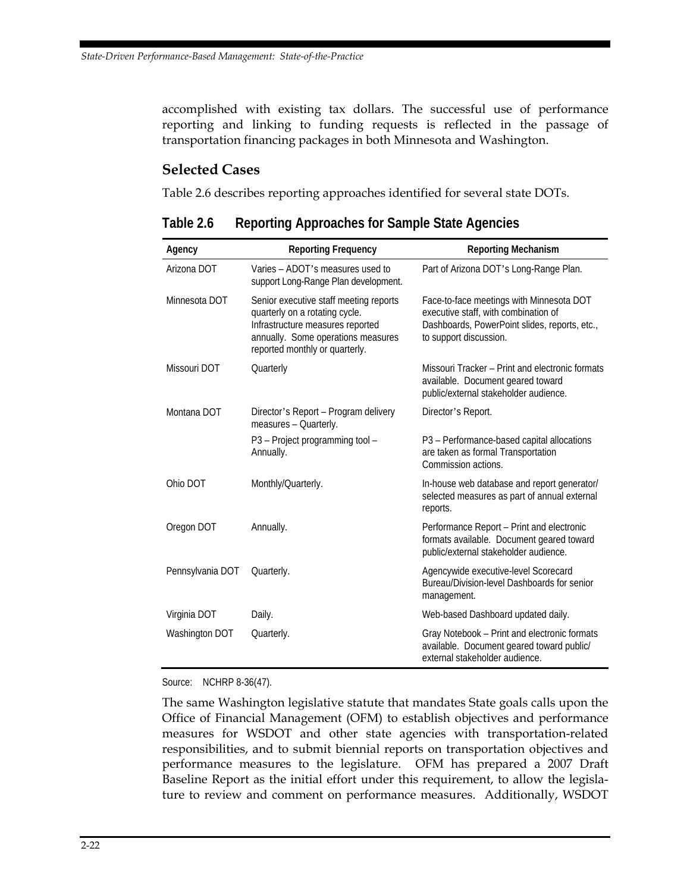accomplished with existing tax dollars. The successful use of performance reporting and linking to funding requests is reflected in the passage of transportation financing packages in both Minnesota and Washington.

### Selected Cases

Table 2.6 describes reporting approaches identified for several state DOTs.

**Table 2.6 Reporting Approaches for Sample State Agencies**

| Agency | Reporting Frequency | Reporting Mechanism |
|---|---|---|
| Arizona DOT | Varies – ADOT's measures used to support Long-Range Plan development. | Part of Arizona DOT's Long-Range Plan. |
| Minnesota DOT | Senior executive staff meeting reports quarterly on a rotating cycle. Infrastructure measures reported annually. Some operations measures reported monthly or quarterly. | Face-to-face meetings with Minnesota DOT executive staff, with combination of Dashboards, PowerPoint slides, reports, etc., to support discussion. |
| Missouri DOT | Quarterly | Missouri Tracker – Print and electronic formats available. Document geared toward public/external stakeholder audience. |
| Montana DOT | Director's Report – Program delivery measures – Quarterly. | Director's Report. |
| | P3 – Project programming tool – Annually. | P3 – Performance-based capital allocations are taken as formal Transportation Commission actions. |
| Ohio DOT | Monthly/Quarterly. | In-house web database and report generator/ selected measures as part of annual external reports. |
| Oregon DOT | Annually. | Performance Report – Print and electronic formats available. Document geared toward public/external stakeholder audience. |
| Pennsylvania DOT | Quarterly. | Agencywide executive-level Scorecard Bureau/Division-level Dashboards for senior management. |
| Virginia DOT | Daily. | Web-based Dashboard updated daily. |
| Washington DOT | Quarterly. | Gray Notebook – Print and electronic formats available. Document geared toward public/ external stakeholder audience. |

Source: NCHRP 8-36(47).

The same Washington legislative statute that mandates State goals calls upon the Office of Financial Management (OFM) to establish objectives and performance measures for WSDOT and other state agencies with transportation-related responsibilities, and to submit biennial reports on transportation objectives and performance measures to the legislature. OFM has prepared a 2007 Draft Baseline Report as the initial effort under this requirement, to allow the legislature to review and comment on performance measures. Additionally, WSDOT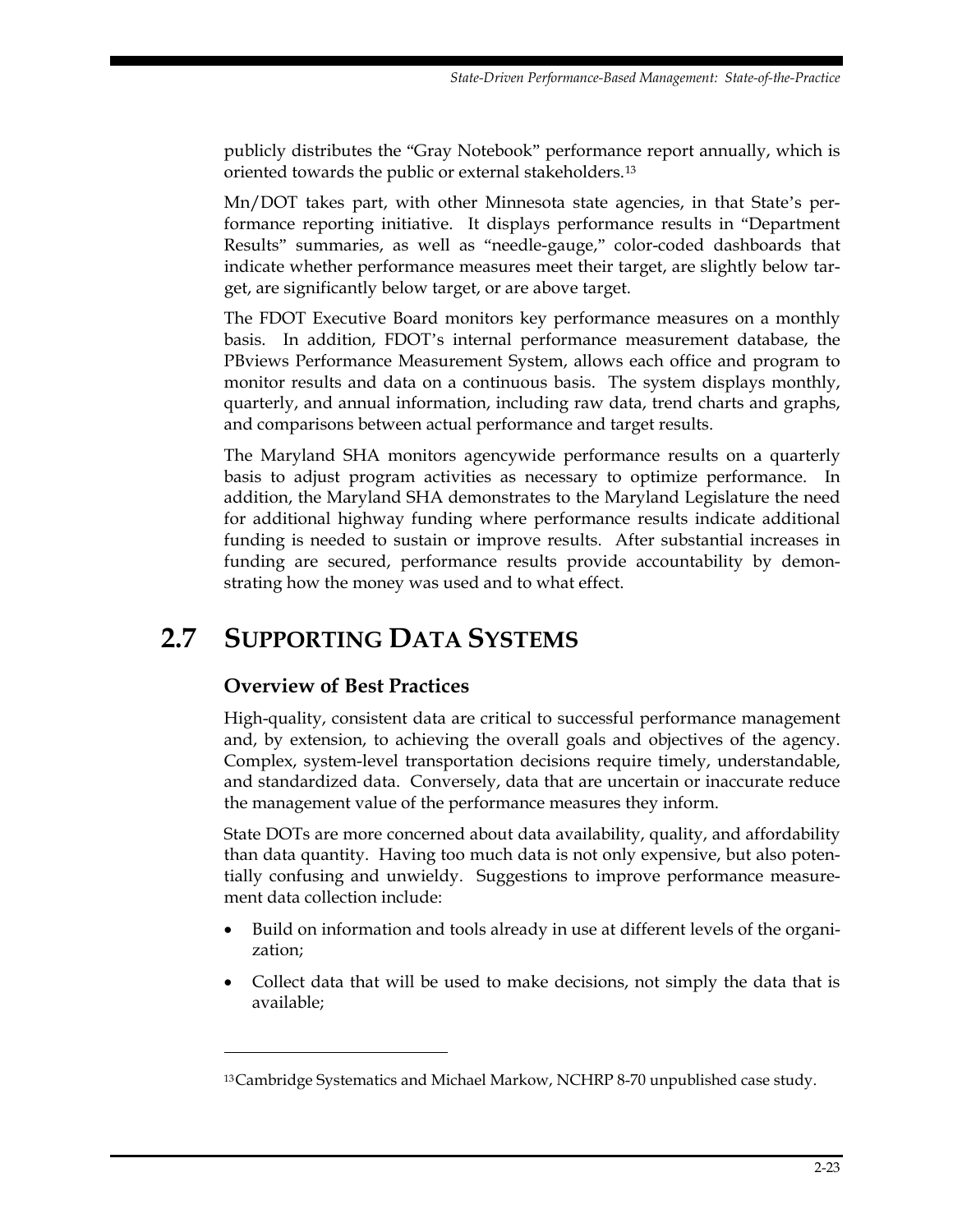publicly distributes the "Gray Notebook" performance report annually, which is oriented towards the public or external stakeholders.[13]

Mn/DOT takes part, with other Minnesota state agencies, in that State's performance reporting initiative. It displays performance results in "Department Results" summaries, as well as "needle-gauge," color-coded dashboards that indicate whether performance measures meet their target, are slightly below target, are significantly below target, or are above target.

The FDOT Executive Board monitors key performance measures on a monthly basis. In addition, FDOT's internal performance measurement database, the PBviews Performance Measurement System, allows each office and program to monitor results and data on a continuous basis. The system displays monthly, quarterly, and annual information, including raw data, trend charts and graphs, and comparisons between actual performance and target results.

The Maryland SHA monitors agencywide performance results on a quarterly basis to adjust program activities as necessary to optimize performance. In addition, the Maryland SHA demonstrates to the Maryland Legislature the need for additional highway funding where performance results indicate additional funding is needed to sustain or improve results. After substantial increases in funding are secured, performance results provide accountability by demonstrating how the money was used and to what effect.

## 2.7 Supporting Data Systems

### Overview of Best Practices

High-quality, consistent data are critical to successful performance management and, by extension, to achieving the overall goals and objectives of the agency. Complex, system-level transportation decisions require timely, understandable, and standardized data. Conversely, data that are uncertain or inaccurate reduce the management value of the performance measures they inform.

State DOTs are more concerned about data availability, quality, and affordability than data quantity. Having too much data is not only expensive, but also potentially confusing and unwieldy. Suggestions to improve performance measurement data collection include:

- Build on information and tools already in use at different levels of the organization;
- Collect data that will be used to make decisions, not simply the data that is available;

---

[13] Cambridge Systematics and Michael Markow, NCHRP 8-70 unpublished case study.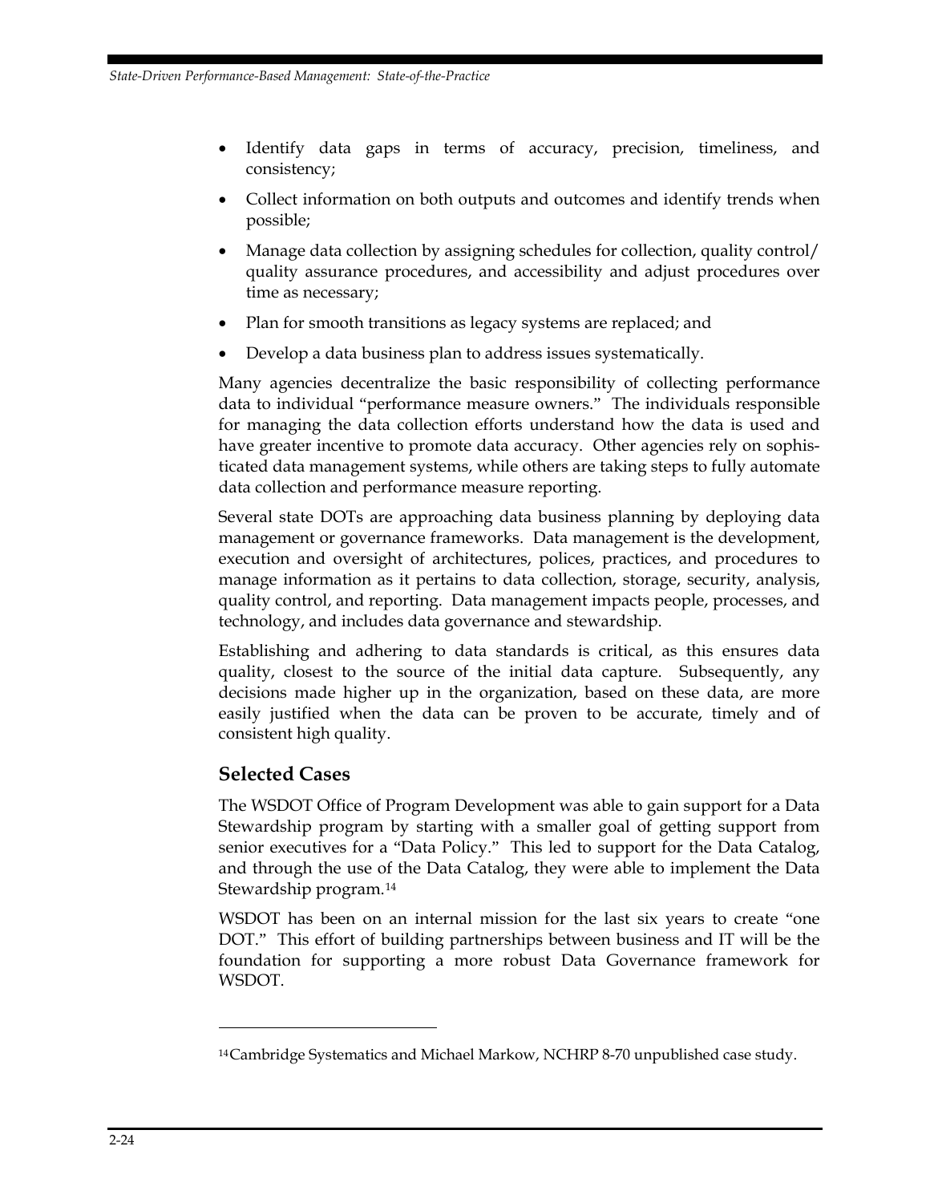- Identify data gaps in terms of accuracy, precision, timeliness, and consistency;
- Collect information on both outputs and outcomes and identify trends when possible;
- Manage data collection by assigning schedules for collection, quality control/ quality assurance procedures, and accessibility and adjust procedures over time as necessary;
- Plan for smooth transitions as legacy systems are replaced; and
- Develop a data business plan to address issues systematically.

Many agencies decentralize the basic responsibility of collecting performance data to individual "performance measure owners." The individuals responsible for managing the data collection efforts understand how the data is used and have greater incentive to promote data accuracy. Other agencies rely on sophisticated data management systems, while others are taking steps to fully automate data collection and performance measure reporting.

Several state DOTs are approaching data business planning by deploying data management or governance frameworks. Data management is the development, execution and oversight of architectures, polices, practices, and procedures to manage information as it pertains to data collection, storage, security, analysis, quality control, and reporting. Data management impacts people, processes, and technology, and includes data governance and stewardship.

Establishing and adhering to data standards is critical, as this ensures data quality, closest to the source of the initial data capture. Subsequently, any decisions made higher up in the organization, based on these data, are more easily justified when the data can be proven to be accurate, timely and of consistent high quality.

## Selected Cases

The WSDOT Office of Program Development was able to gain support for a Data Stewardship program by starting with a smaller goal of getting support from senior executives for a "Data Policy." This led to support for the Data Catalog, and through the use of the Data Catalog, they were able to implement the Data Stewardship program.[14]

WSDOT has been on an internal mission for the last six years to create "one DOT." This effort of building partnerships between business and IT will be the foundation for supporting a more robust Data Governance framework for WSDOT.

---

[14] Cambridge Systematics and Michael Markow, NCHRP 8-70 unpublished case study.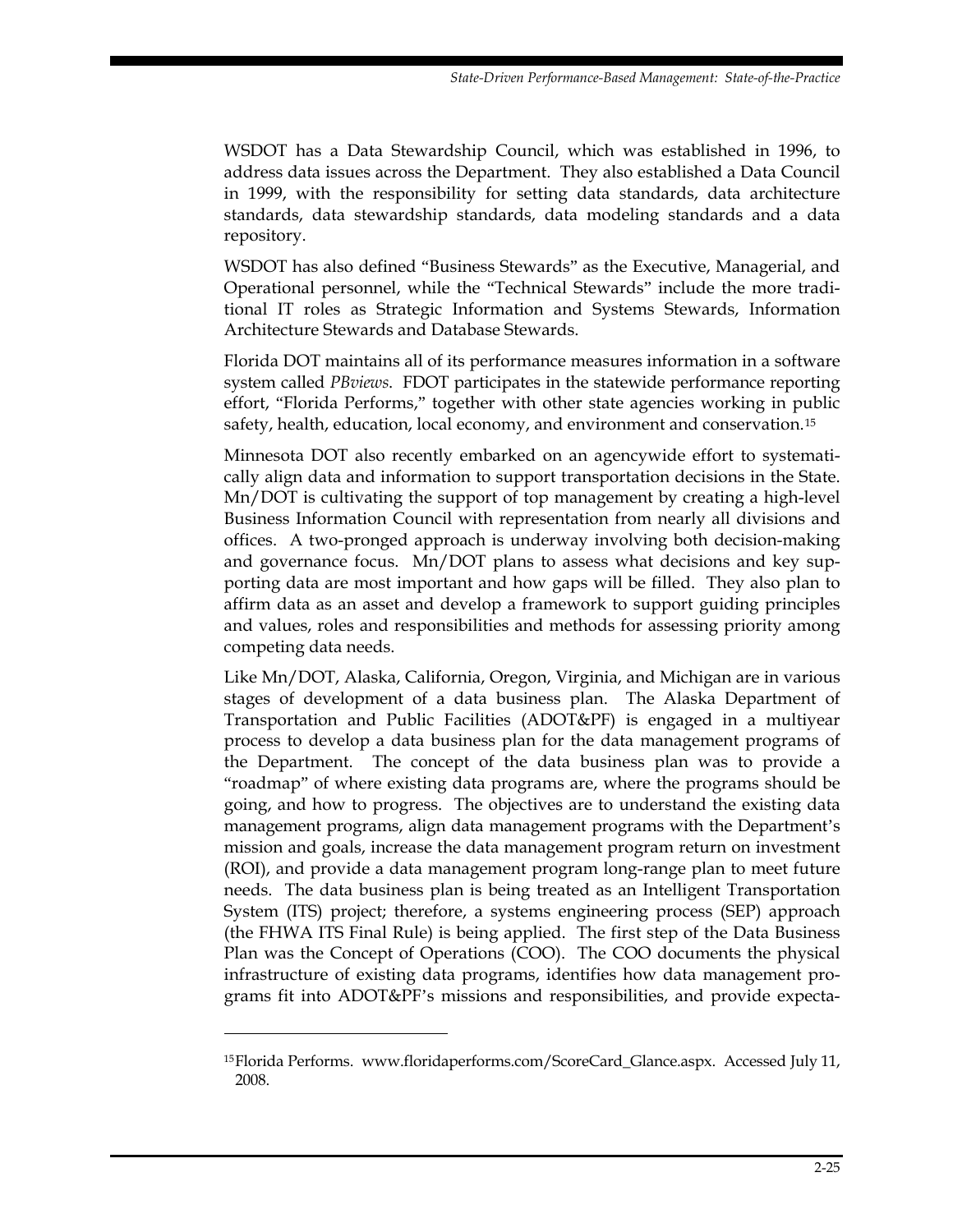WSDOT has a Data Stewardship Council, which was established in 1996, to address data issues across the Department. They also established a Data Council in 1999, with the responsibility for setting data standards, data architecture standards, data stewardship standards, data modeling standards and a data repository.

WSDOT has also defined "Business Stewards" as the Executive, Managerial, and Operational personnel, while the "Technical Stewards" include the more traditional IT roles as Strategic Information and Systems Stewards, Information Architecture Stewards and Database Stewards.

Florida DOT maintains all of its performance measures information in a software system called *PBviews*. FDOT participates in the statewide performance reporting effort, "Florida Performs," together with other state agencies working in public safety, health, education, local economy, and environment and conservation.[15]

Minnesota DOT also recently embarked on an agencywide effort to systematically align data and information to support transportation decisions in the State. Mn/DOT is cultivating the support of top management by creating a high-level Business Information Council with representation from nearly all divisions and offices. A two-pronged approach is underway involving both decision-making and governance focus. Mn/DOT plans to assess what decisions and key supporting data are most important and how gaps will be filled. They also plan to affirm data as an asset and develop a framework to support guiding principles and values, roles and responsibilities and methods for assessing priority among competing data needs.

Like Mn/DOT, Alaska, California, Oregon, Virginia, and Michigan are in various stages of development of a data business plan. The Alaska Department of Transportation and Public Facilities (ADOT&PF) is engaged in a multiyear process to develop a data business plan for the data management programs of the Department. The concept of the data business plan was to provide a "roadmap" of where existing data programs are, where the programs should be going, and how to progress. The objectives are to understand the existing data management programs, align data management programs with the Department's mission and goals, increase the data management program return on investment (ROI), and provide a data management program long-range plan to meet future needs. The data business plan is being treated as an Intelligent Transportation System (ITS) project; therefore, a systems engineering process (SEP) approach (the FHWA ITS Final Rule) is being applied. The first step of the Data Business Plan was the Concept of Operations (COO). The COO documents the physical infrastructure of existing data programs, identifies how data management programs fit into ADOT&PF's missions and responsibilities, and provide expecta-

[15] Florida Performs. www.floridaperforms.com/ScoreCard_Glance.aspx. Accessed July 11, 2008.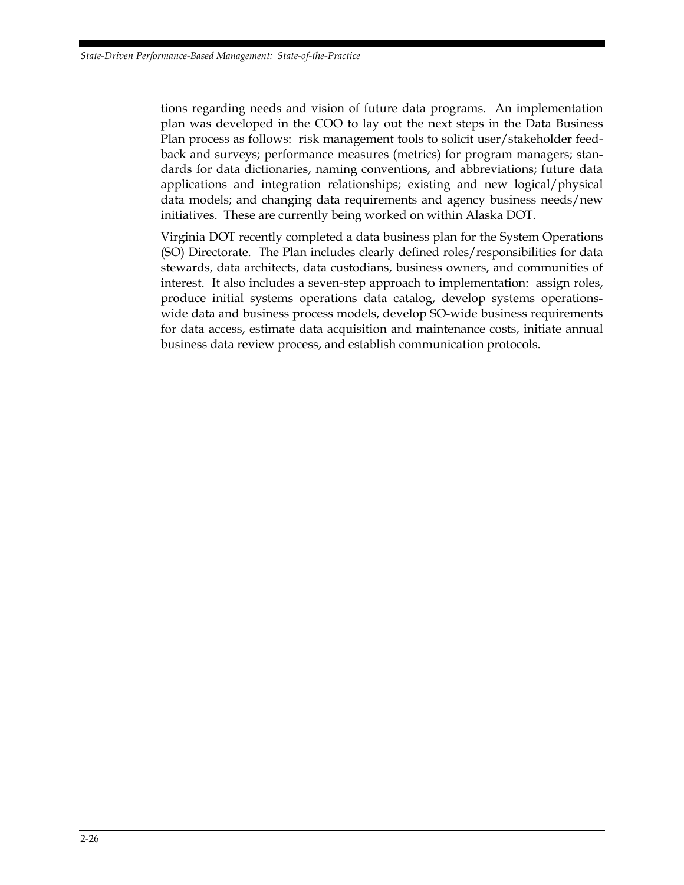tions regarding needs and vision of future data programs. An implementation plan was developed in the COO to lay out the next steps in the Data Business Plan process as follows: risk management tools to solicit user/stakeholder feedback and surveys; performance measures (metrics) for program managers; standards for data dictionaries, naming conventions, and abbreviations; future data applications and integration relationships; existing and new logical/physical data models; and changing data requirements and agency business needs/new initiatives. These are currently being worked on within Alaska DOT.

Virginia DOT recently completed a data business plan for the System Operations (SO) Directorate. The Plan includes clearly defined roles/responsibilities for data stewards, data architects, data custodians, business owners, and communities of interest. It also includes a seven-step approach to implementation: assign roles, produce initial systems operations data catalog, develop systems operations-wide data and business process models, develop SO-wide business requirements for data access, estimate data acquisition and maintenance costs, initiate annual business data review process, and establish communication protocols.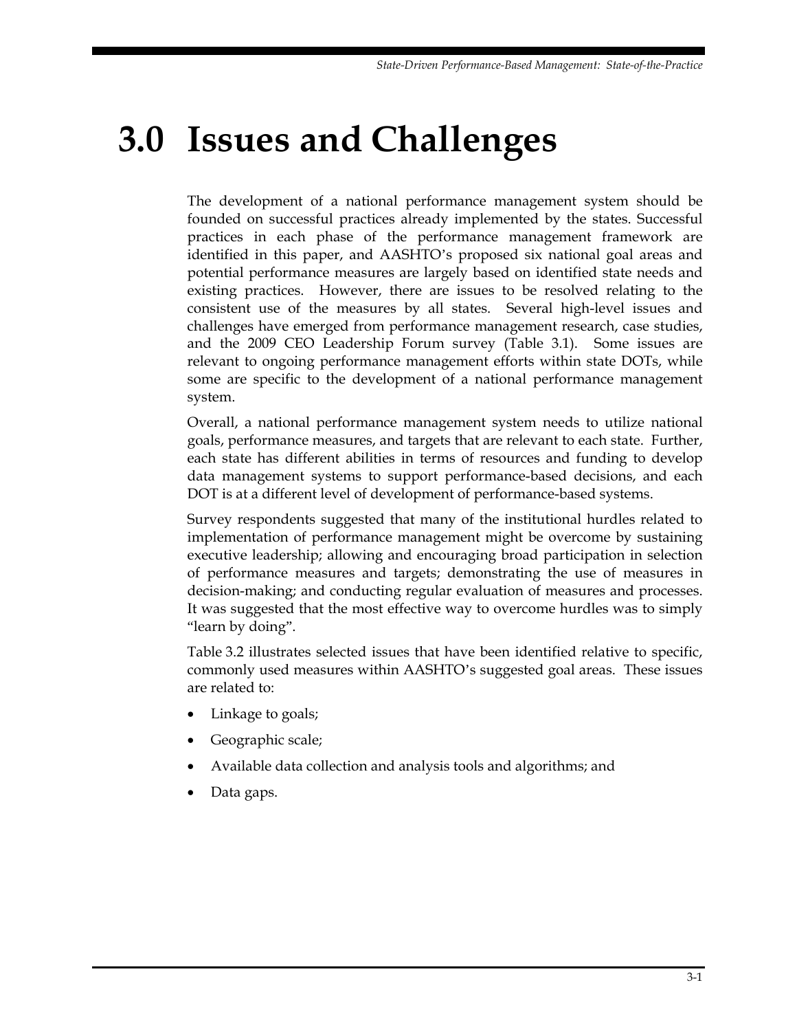# 3.0 Issues and Challenges

The development of a national performance management system should be founded on successful practices already implemented by the states. Successful practices in each phase of the performance management framework are identified in this paper, and AASHTO's proposed six national goal areas and potential performance measures are largely based on identified state needs and existing practices. However, there are issues to be resolved relating to the consistent use of the measures by all states. Several high-level issues and challenges have emerged from performance management research, case studies, and the 2009 CEO Leadership Forum survey (Table 3.1). Some issues are relevant to ongoing performance management efforts within state DOTs, while some are specific to the development of a national performance management system.

Overall, a national performance management system needs to utilize national goals, performance measures, and targets that are relevant to each state. Further, each state has different abilities in terms of resources and funding to develop data management systems to support performance-based decisions, and each DOT is at a different level of development of performance-based systems.

Survey respondents suggested that many of the institutional hurdles related to implementation of performance management might be overcome by sustaining executive leadership; allowing and encouraging broad participation in selection of performance measures and targets; demonstrating the use of measures in decision-making; and conducting regular evaluation of measures and processes. It was suggested that the most effective way to overcome hurdles was to simply "learn by doing".

Table 3.2 illustrates selected issues that have been identified relative to specific, commonly used measures within AASHTO's suggested goal areas. These issues are related to:

- Linkage to goals;
- Geographic scale;
- Available data collection and analysis tools and algorithms; and
- Data gaps.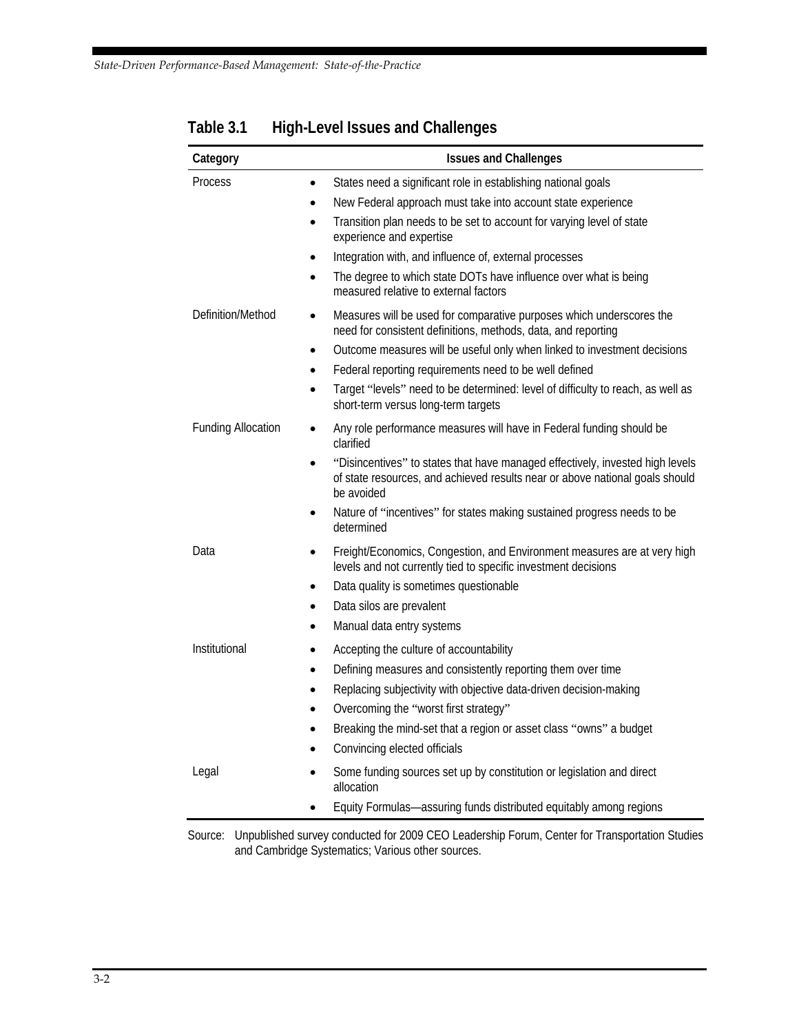**Table 3.1 High-Level Issues and Challenges**

| Category | Issues and Challenges |
|---|---|
| Process | • States need a significant role in establishing national goals<br>• New Federal approach must take into account state experience<br>• Transition plan needs to be set to account for varying level of state experience and expertise<br>• Integration with, and influence of, external processes<br>• The degree to which state DOTs have influence over what is being measured relative to external factors |
| Definition/Method | • Measures will be used for comparative purposes which underscores the need for consistent definitions, methods, data, and reporting<br>• Outcome measures will be useful only when linked to investment decisions<br>• Federal reporting requirements need to be well defined<br>• Target "levels" need to be determined: level of difficulty to reach, as well as short-term versus long-term targets |
| Funding Allocation | • Any role performance measures will have in Federal funding should be clarified<br>• "Disincentives" to states that have managed effectively, invested high levels of state resources, and achieved results near or above national goals should be avoided<br>• Nature of "incentives" for states making sustained progress needs to be determined |
| Data | • Freight/Economics, Congestion, and Environment measures are at very high levels and not currently tied to specific investment decisions<br>• Data quality is sometimes questionable<br>• Data silos are prevalent<br>• Manual data entry systems |
| Institutional | • Accepting the culture of accountability<br>• Defining measures and consistently reporting them over time<br>• Replacing subjectivity with objective data-driven decision-making<br>• Overcoming the "worst first strategy"<br>• Breaking the mind-set that a region or asset class "owns" a budget<br>• Convincing elected officials |
| Legal | • Some funding sources set up by constitution or legislation and direct allocation<br>• Equity Formulas—assuring funds distributed equitably among regions |

Source: Unpublished survey conducted for 2009 CEO Leadership Forum, Center for Transportation Studies and Cambridge Systematics; Various other sources.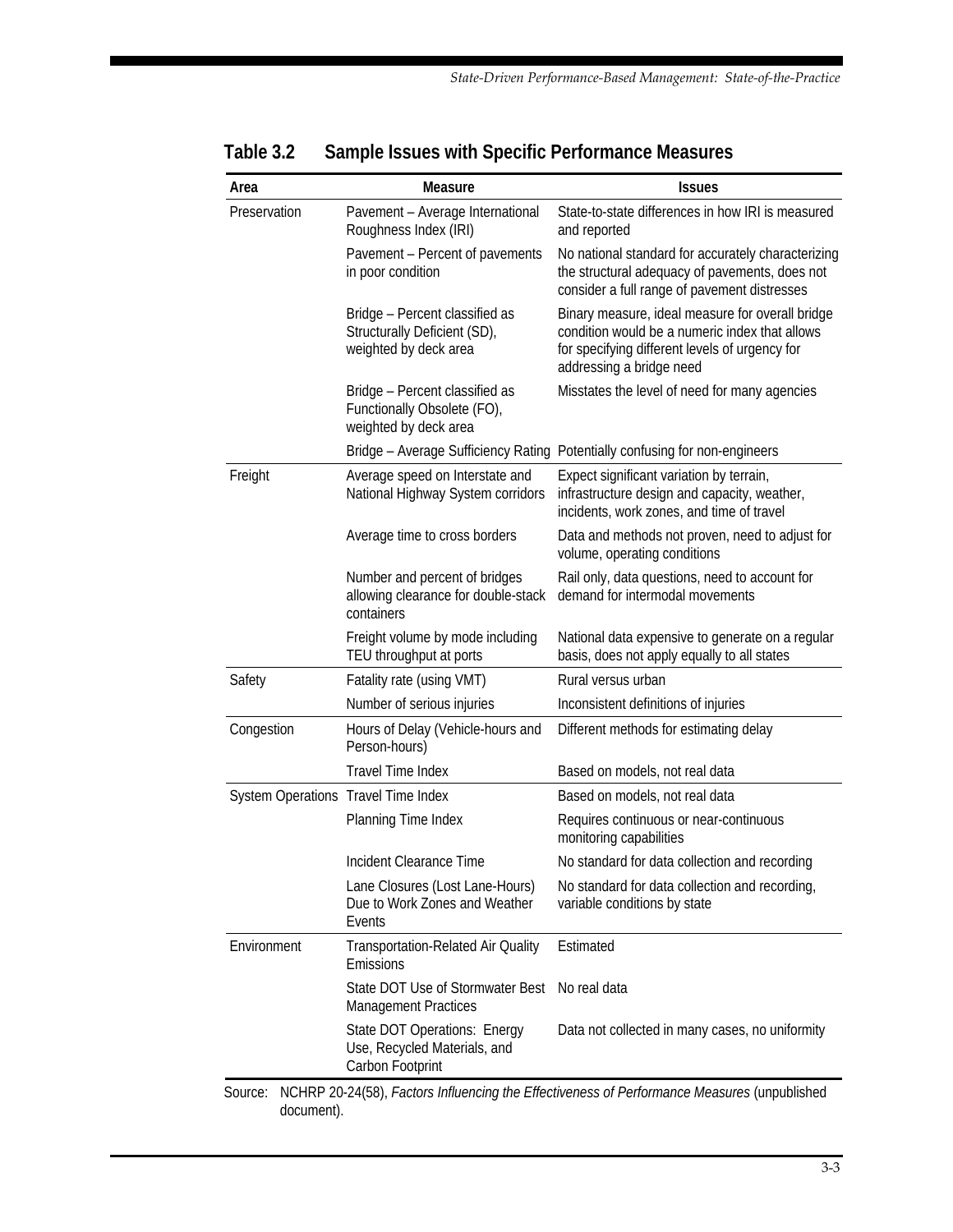## Table 3.2 Sample Issues with Specific Performance Measures

| Area | Measure | Issues |
|---|---|---|
| Preservation | Pavement – Average International Roughness Index (IRI) | State-to-state differences in how IRI is measured and reported |
| | Pavement – Percent of pavements in poor condition | No national standard for accurately characterizing the structural adequacy of pavements, does not consider a full range of pavement distresses |
| | Bridge – Percent classified as Structurally Deficient (SD), weighted by deck area | Binary measure, ideal measure for overall bridge condition would be a numeric index that allows for specifying different levels of urgency for addressing a bridge need |
| | Bridge – Percent classified as Functionally Obsolete (FO), weighted by deck area | Misstates the level of need for many agencies |
| | Bridge – Average Sufficiency Rating | Potentially confusing for non-engineers |
| Freight | Average speed on Interstate and National Highway System corridors | Expect significant variation by terrain, infrastructure design and capacity, weather, incidents, work zones, and time of travel |
| | Average time to cross borders | Data and methods not proven, need to adjust for volume, operating conditions |
| | Number and percent of bridges allowing clearance for double-stack containers | Rail only, data questions, need to account for demand for intermodal movements |
| | Freight volume by mode including TEU throughput at ports | National data expensive to generate on a regular basis, does not apply equally to all states |
| Safety | Fatality rate (using VMT) | Rural versus urban |
| | Number of serious injuries | Inconsistent definitions of injuries |
| Congestion | Hours of Delay (Vehicle-hours and Person-hours) | Different methods for estimating delay |
| | Travel Time Index | Based on models, not real data |
| System Operations | Travel Time Index | Based on models, not real data |
| | Planning Time Index | Requires continuous or near-continuous monitoring capabilities |
| | Incident Clearance Time | No standard for data collection and recording |
| | Lane Closures (Lost Lane-Hours) Due to Work Zones and Weather Events | No standard for data collection and recording, variable conditions by state |
| Environment | Transportation-Related Air Quality Emissions | Estimated |
| | State DOT Use of Stormwater Best Management Practices | No real data |
| | State DOT Operations: Energy Use, Recycled Materials, and Carbon Footprint | Data not collected in many cases, no uniformity |

Source: NCHRP 20-24(58), *Factors Influencing the Effectiveness of Performance Measures* (unpublished document).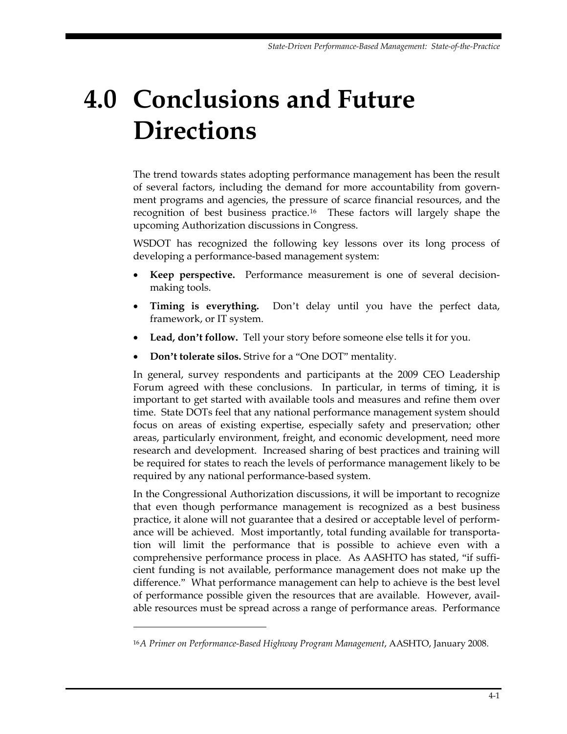# 4.0 Conclusions and Future Directions

The trend towards states adopting performance management has been the result of several factors, including the demand for more accountability from government programs and agencies, the pressure of scarce financial resources, and the recognition of best business practice.[16] These factors will largely shape the upcoming Authorization discussions in Congress.

WSDOT has recognized the following key lessons over its long process of developing a performance-based management system:

- **Keep perspective.** Performance measurement is one of several decision-making tools.
- **Timing is everything.** Don't delay until you have the perfect data, framework, or IT system.
- **Lead, don't follow.** Tell your story before someone else tells it for you.
- **Don't tolerate silos.** Strive for a "One DOT" mentality.

In general, survey respondents and participants at the 2009 CEO Leadership Forum agreed with these conclusions. In particular, in terms of timing, it is important to get started with available tools and measures and refine them over time. State DOTs feel that any national performance management system should focus on areas of existing expertise, especially safety and preservation; other areas, particularly environment, freight, and economic development, need more research and development. Increased sharing of best practices and training will be required for states to reach the levels of performance management likely to be required by any national performance-based system.

In the Congressional Authorization discussions, it will be important to recognize that even though performance management is recognized as a best business practice, it alone will not guarantee that a desired or acceptable level of performance will be achieved. Most importantly, total funding available for transportation will limit the performance that is possible to achieve even with a comprehensive performance process in place. As AASHTO has stated, "if sufficient funding is not available, performance management does not make up the difference." What performance management can help to achieve is the best level of performance possible given the resources that are available. However, available resources must be spread across a range of performance areas. Performance

---

[16] *A Primer on Performance-Based Highway Program Management*, AASHTO, January 2008.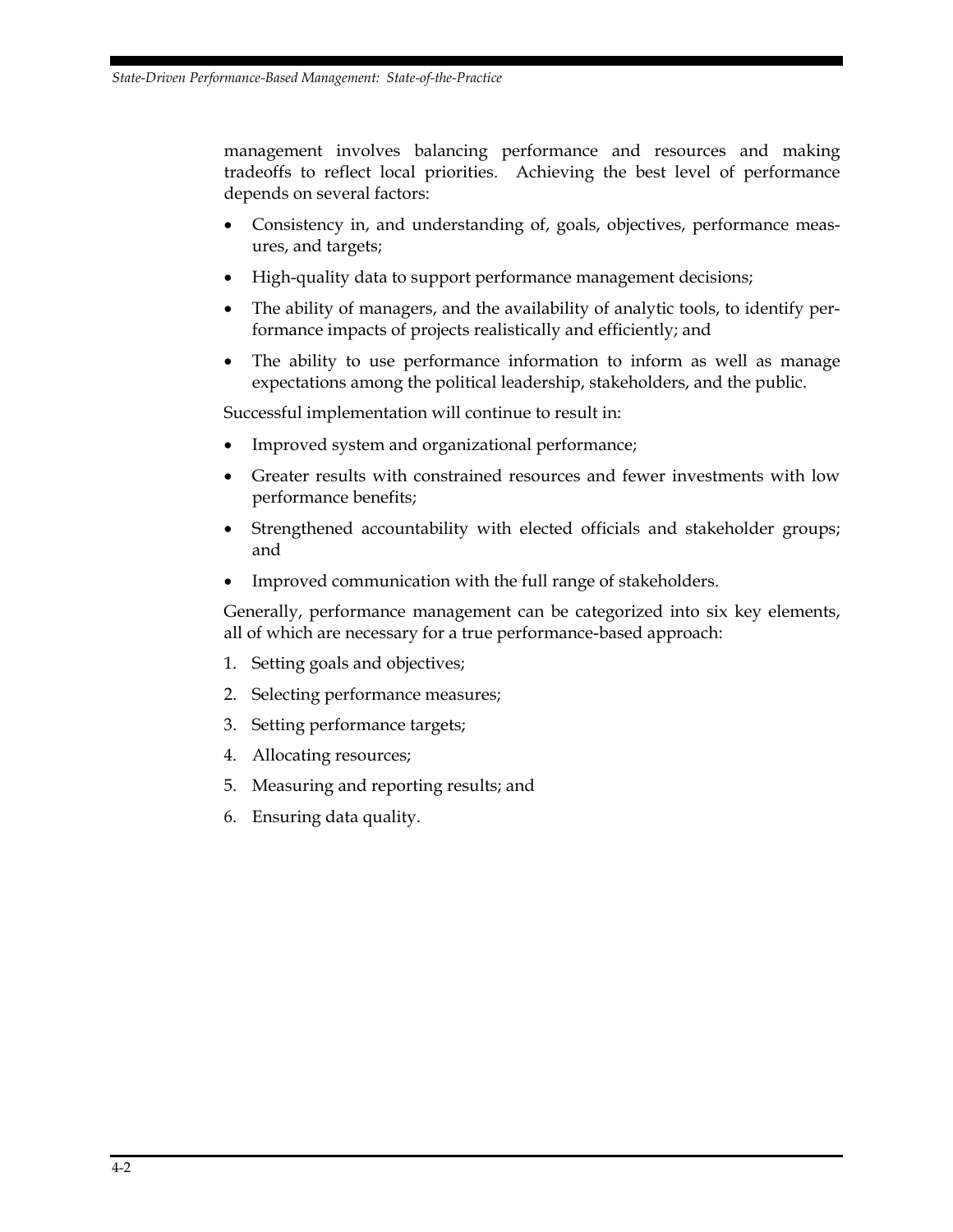management involves balancing performance and resources and making tradeoffs to reflect local priorities. Achieving the best level of performance depends on several factors:

- Consistency in, and understanding of, goals, objectives, performance measures, and targets;
- High-quality data to support performance management decisions;
- The ability of managers, and the availability of analytic tools, to identify performance impacts of projects realistically and efficiently; and
- The ability to use performance information to inform as well as manage expectations among the political leadership, stakeholders, and the public.

Successful implementation will continue to result in:

- Improved system and organizational performance;
- Greater results with constrained resources and fewer investments with low performance benefits;
- Strengthened accountability with elected officials and stakeholder groups; and
- Improved communication with the full range of stakeholders.

Generally, performance management can be categorized into six key elements, all of which are necessary for a true performance-based approach:

1. Setting goals and objectives;
2. Selecting performance measures;
3. Setting performance targets;
4. Allocating resources;
5. Measuring and reporting results; and
6. Ensuring data quality.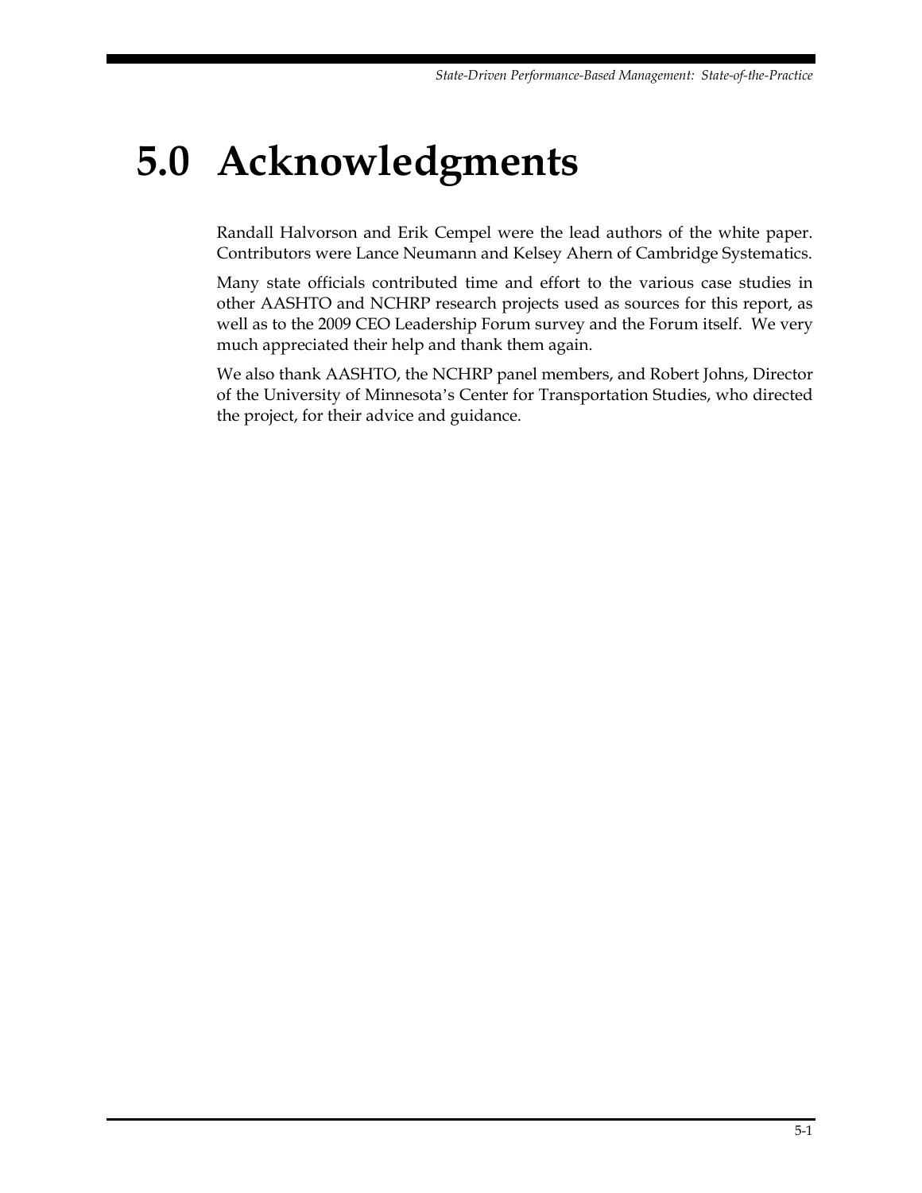# 5.0 Acknowledgments

Randall Halvorson and Erik Cempel were the lead authors of the white paper. Contributors were Lance Neumann and Kelsey Ahern of Cambridge Systematics.

Many state officials contributed time and effort to the various case studies in other AASHTO and NCHRP research projects used as sources for this report, as well as to the 2009 CEO Leadership Forum survey and the Forum itself. We very much appreciated their help and thank them again.

We also thank AASHTO, the NCHRP panel members, and Robert Johns, Director of the University of Minnesota's Center for Transportation Studies, who directed the project, for their advice and guidance.